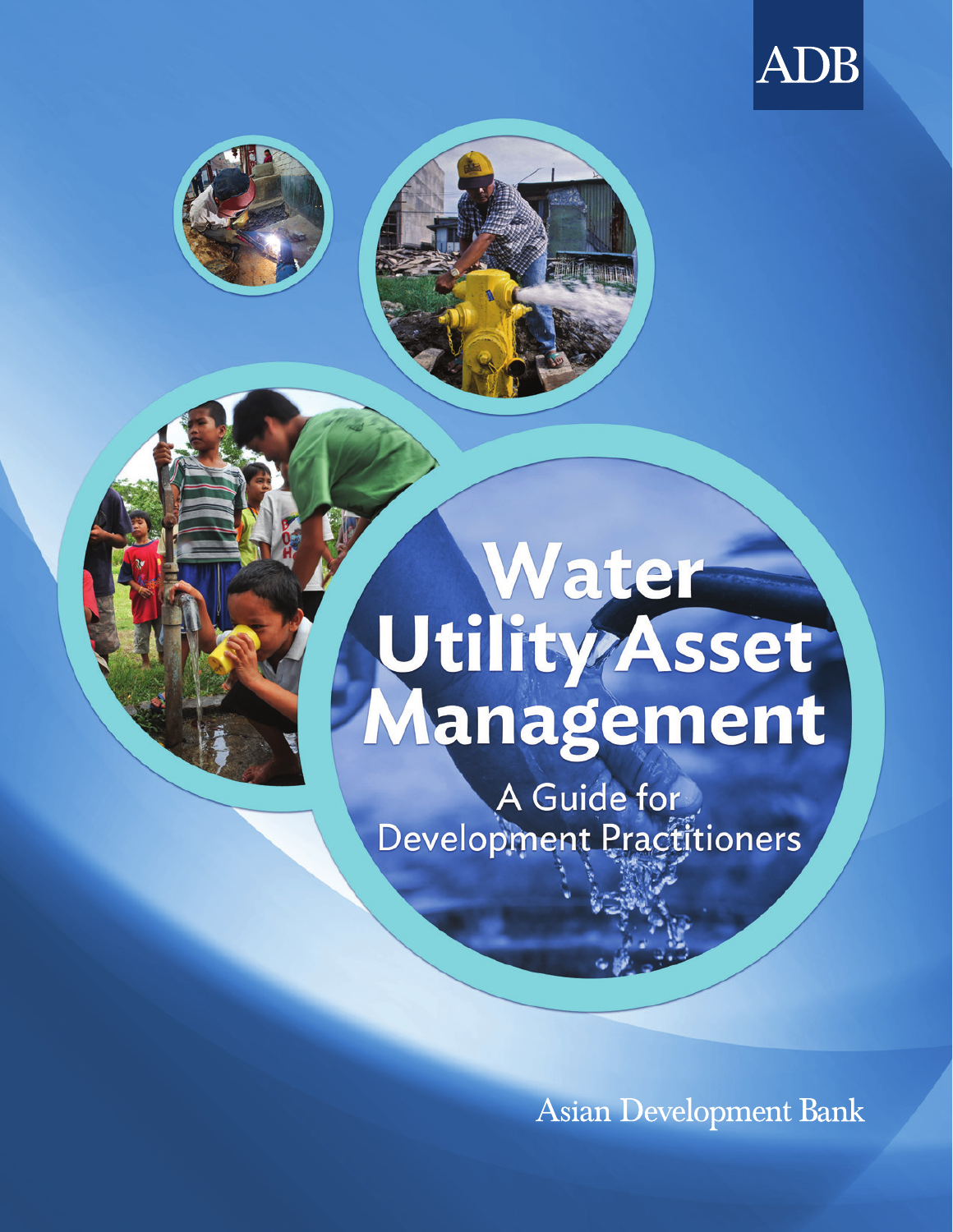ADB

# Water Utility Asset Management

## A Guide for Development Practitioners

Asian Development Bank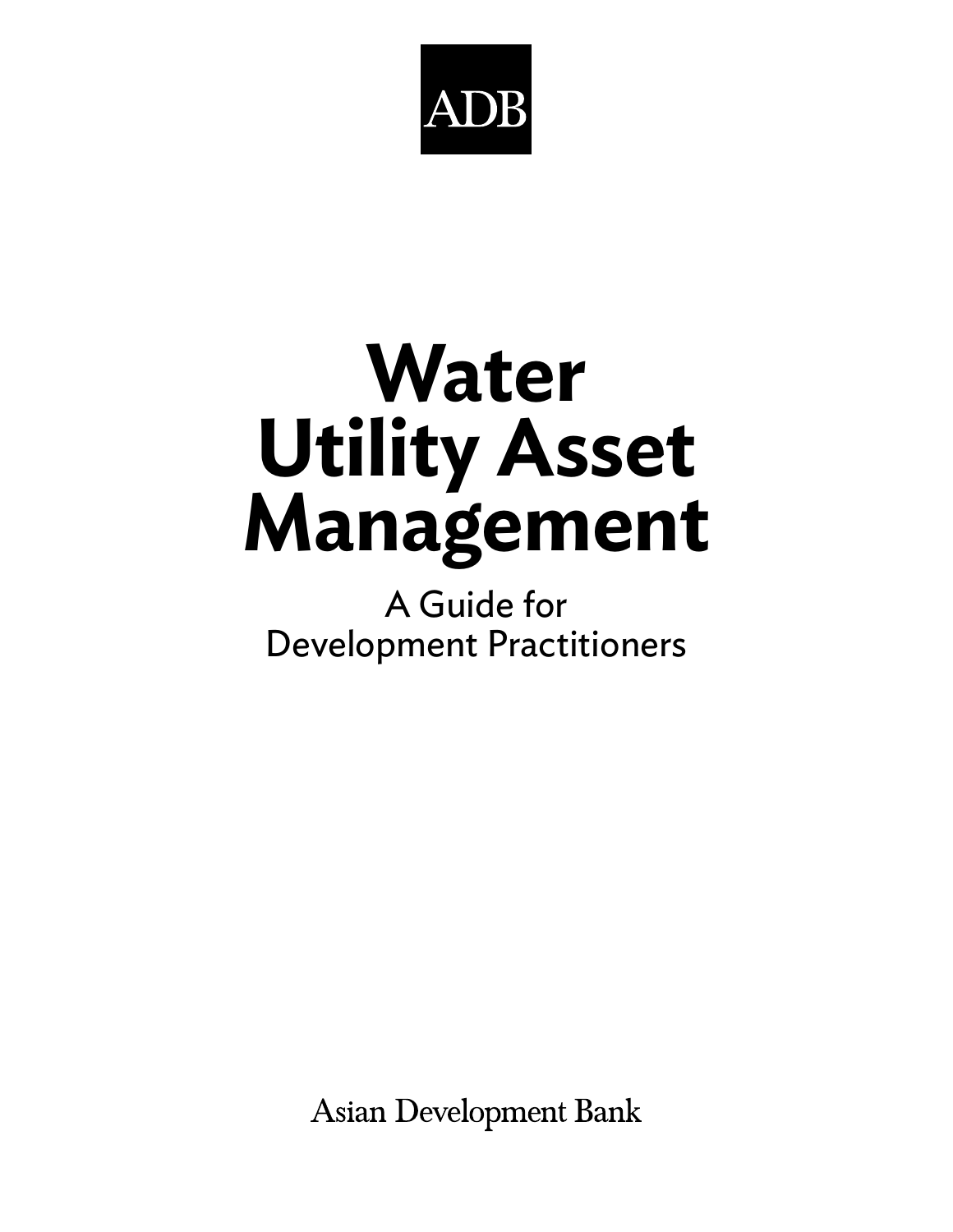ADB

# Water Utility Asset Management

A Guide for Development Practitioners

Asian Development Bank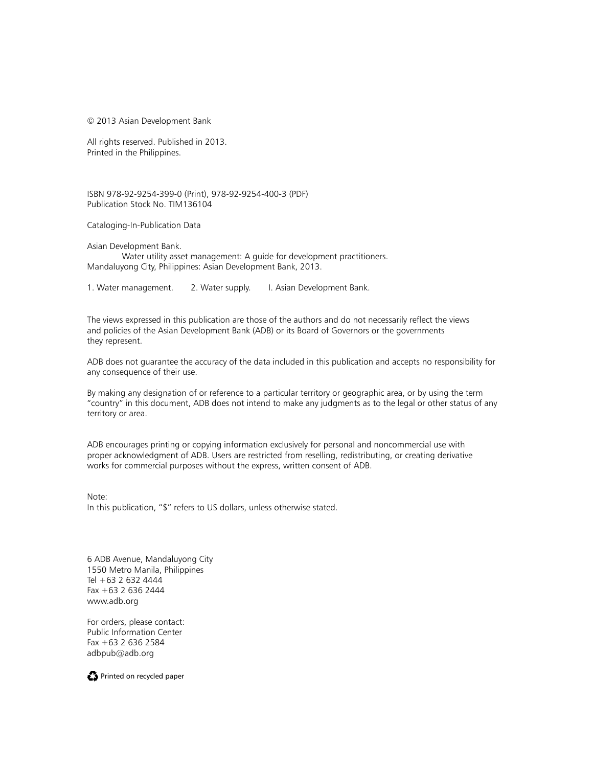© 2013 Asian Development Bank

All rights reserved. Published in 2013.
Printed in the Philippines.

ISBN 978-92-9254-399-0 (Print), 978-92-9254-400-3 (PDF)
Publication Stock No. TIM136104

Cataloging-In-Publication Data

Asian Development Bank.
Water utility asset management: A guide for development practitioners.
Mandaluyong City, Philippines: Asian Development Bank, 2013.

1. Water management. 2. Water supply. I. Asian Development Bank.

The views expressed in this publication are those of the authors and do not necessarily reflect the views and policies of the Asian Development Bank (ADB) or its Board of Governors or the governments they represent.

ADB does not guarantee the accuracy of the data included in this publication and accepts no responsibility for any consequence of their use.

By making any designation of or reference to a particular territory or geographic area, or by using the term "country" in this document, ADB does not intend to make any judgments as to the legal or other status of any territory or area.

ADB encourages printing or copying information exclusively for personal and noncommercial use with proper acknowledgment of ADB. Users are restricted from reselling, redistributing, or creating derivative works for commercial purposes without the express, written consent of ADB.

Note:
In this publication, "$" refers to US dollars, unless otherwise stated.

6 ADB Avenue, Mandaluyong City
1550 Metro Manila, Philippines
Tel +63 2 632 4444
Fax +63 2 636 2444
www.adb.org

For orders, please contact:
Public Information Center
Fax +63 2 636 2584
adbpub@adb.org

Printed on recycled paper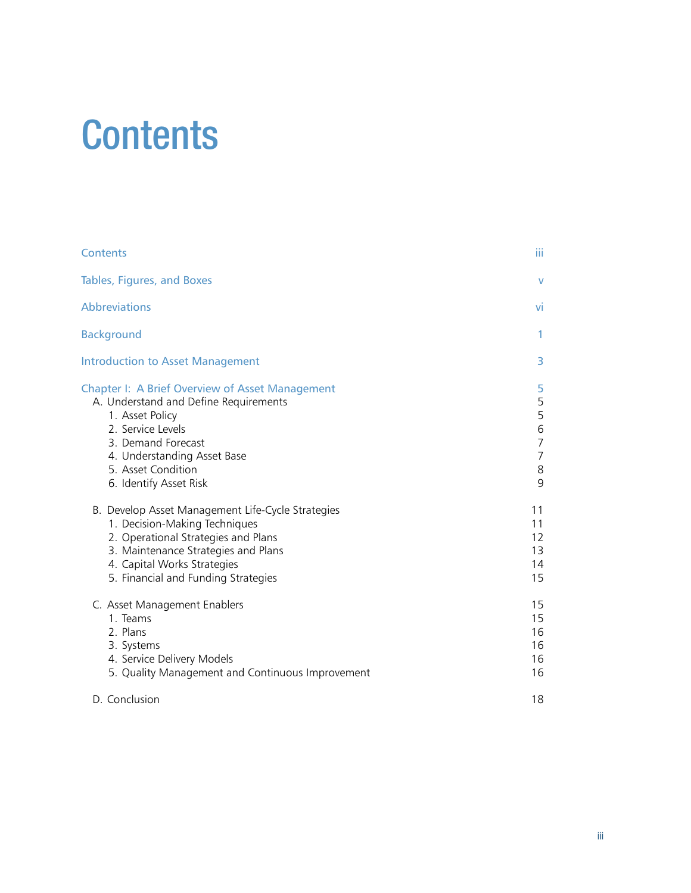# Contents

| | |
|---|---|
| Contents | iii |
| Tables, Figures, and Boxes | v |
| Abbreviations | vi |
| Background | 1 |
| Introduction to Asset Management | 3 |
| Chapter I: A Brief Overview of Asset Management | 5 |
| A. Understand and Define Requirements | 5 |
| 1. Asset Policy | 5 |
| 2. Service Levels | 6 |
| 3. Demand Forecast | 7 |
| 4. Understanding Asset Base | 7 |
| 5. Asset Condition | 8 |
| 6. Identify Asset Risk | 9 |
| B. Develop Asset Management Life-Cycle Strategies | 11 |
| 1. Decision-Making Techniques | 11 |
| 2. Operational Strategies and Plans | 12 |
| 3. Maintenance Strategies and Plans | 13 |
| 4. Capital Works Strategies | 14 |
| 5. Financial and Funding Strategies | 15 |
| C. Asset Management Enablers | 15 |
| 1. Teams | 15 |
| 2. Plans | 16 |
| 3. Systems | 16 |
| 4. Service Delivery Models | 16 |
| 5. Quality Management and Continuous Improvement | 16 |
| D. Conclusion | 18 |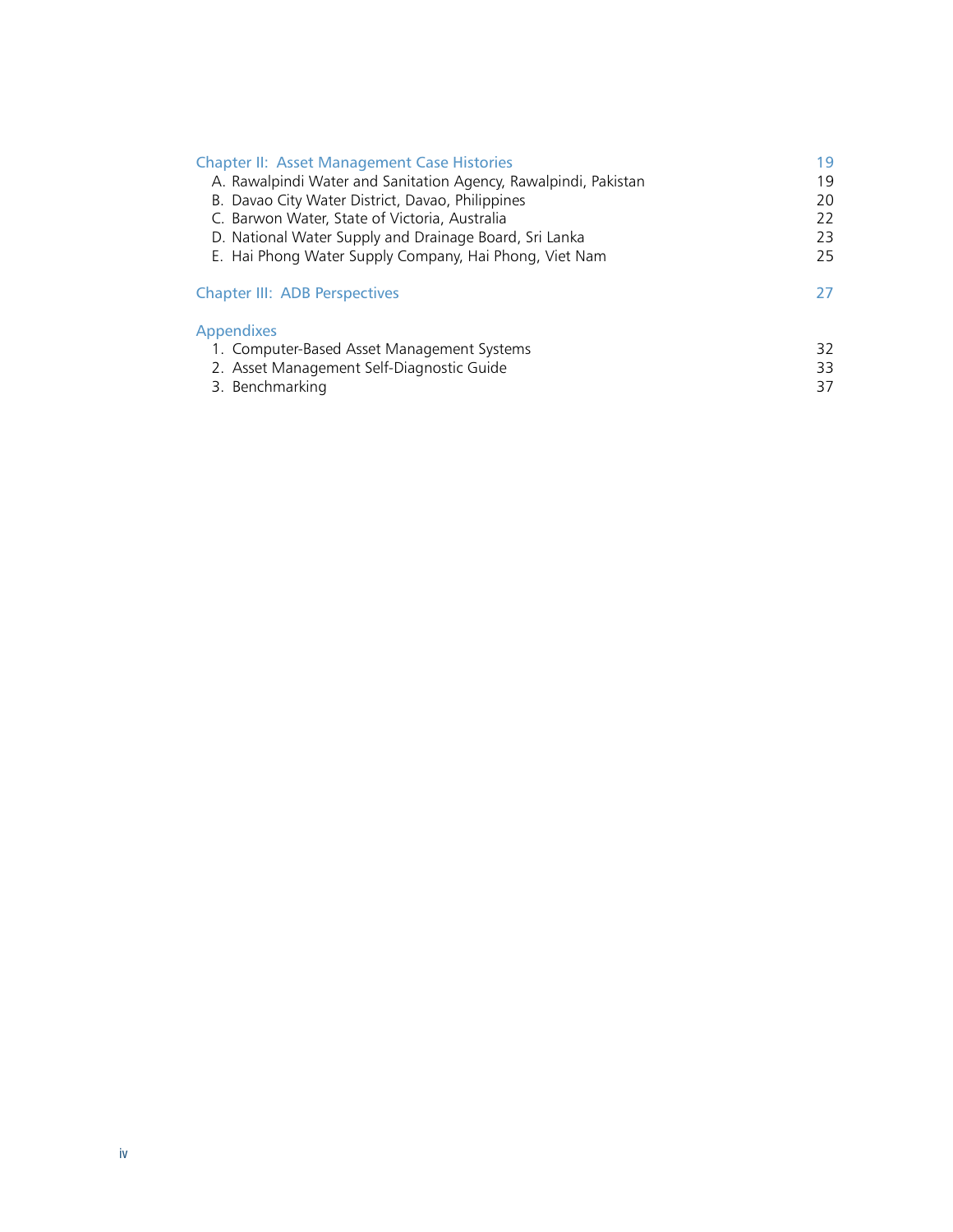| | |
|---|---|
| Chapter II: Asset Management Case Histories | 19 |
| A. Rawalpindi Water and Sanitation Agency, Rawalpindi, Pakistan | 19 |
| B. Davao City Water District, Davao, Philippines | 20 |
| C. Barwon Water, State of Victoria, Australia | 22 |
| D. National Water Supply and Drainage Board, Sri Lanka | 23 |
| E. Hai Phong Water Supply Company, Hai Phong, Viet Nam | 25 |
| Chapter III: ADB Perspectives | 27 |
| Appendixes | |
| 1. Computer-Based Asset Management Systems | 32 |
| 2. Asset Management Self-Diagnostic Guide | 33 |
| 3. Benchmarking | 37 |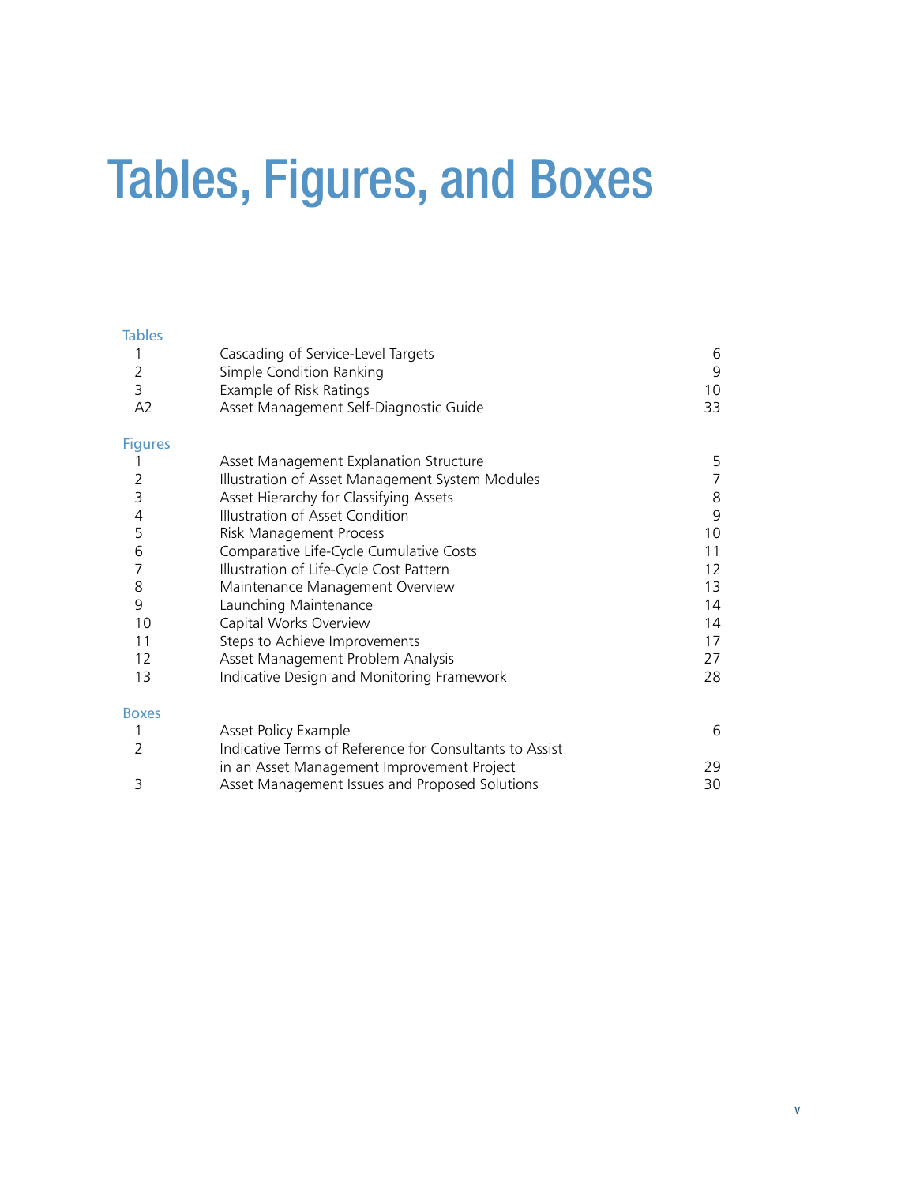# Tables, Figures, and Boxes

## Tables

| | | |
|---|---|---|
| 1 | Cascading of Service-Level Targets | 6 |
| 2 | Simple Condition Ranking | 9 |
| 3 | Example of Risk Ratings | 10 |
| A2 | Asset Management Self-Diagnostic Guide | 33 |

## Figures

| | | |
|---|---|---|
| 1 | Asset Management Explanation Structure | 5 |
| 2 | Illustration of Asset Management System Modules | 7 |
| 3 | Asset Hierarchy for Classifying Assets | 8 |
| 4 | Illustration of Asset Condition | 9 |
| 5 | Risk Management Process | 10 |
| 6 | Comparative Life-Cycle Cumulative Costs | 11 |
| 7 | Illustration of Life-Cycle Cost Pattern | 12 |
| 8 | Maintenance Management Overview | 13 |
| 9 | Launching Maintenance | 14 |
| 10 | Capital Works Overview | 14 |
| 11 | Steps to Achieve Improvements | 17 |
| 12 | Asset Management Problem Analysis | 27 |
| 13 | Indicative Design and Monitoring Framework | 28 |

## Boxes

| | | |
|---|---|---|
| 1 | Asset Policy Example | 6 |
| 2 | Indicative Terms of Reference for Consultants to Assist in an Asset Management Improvement Project | 29 |
| 3 | Asset Management Issues and Proposed Solutions | 30 |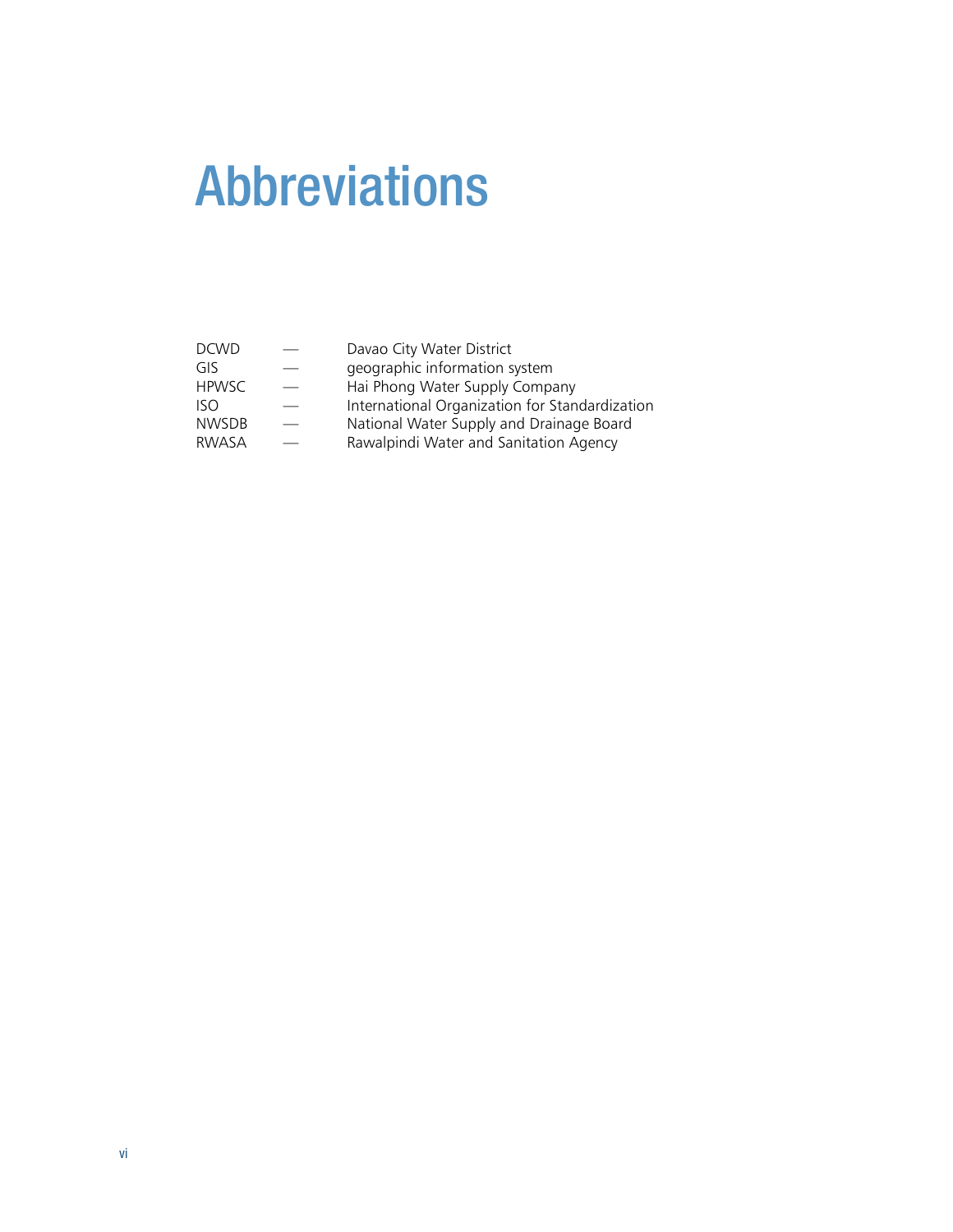# Abbreviations

| | | |
|---|---|---|
| DCWD | — | Davao City Water District |
| GIS | — | geographic information system |
| HPWSC | — | Hai Phong Water Supply Company |
| ISO | — | International Organization for Standardization |
| NWSDB | — | National Water Supply and Drainage Board |
| RWASA | — | Rawalpindi Water and Sanitation Agency |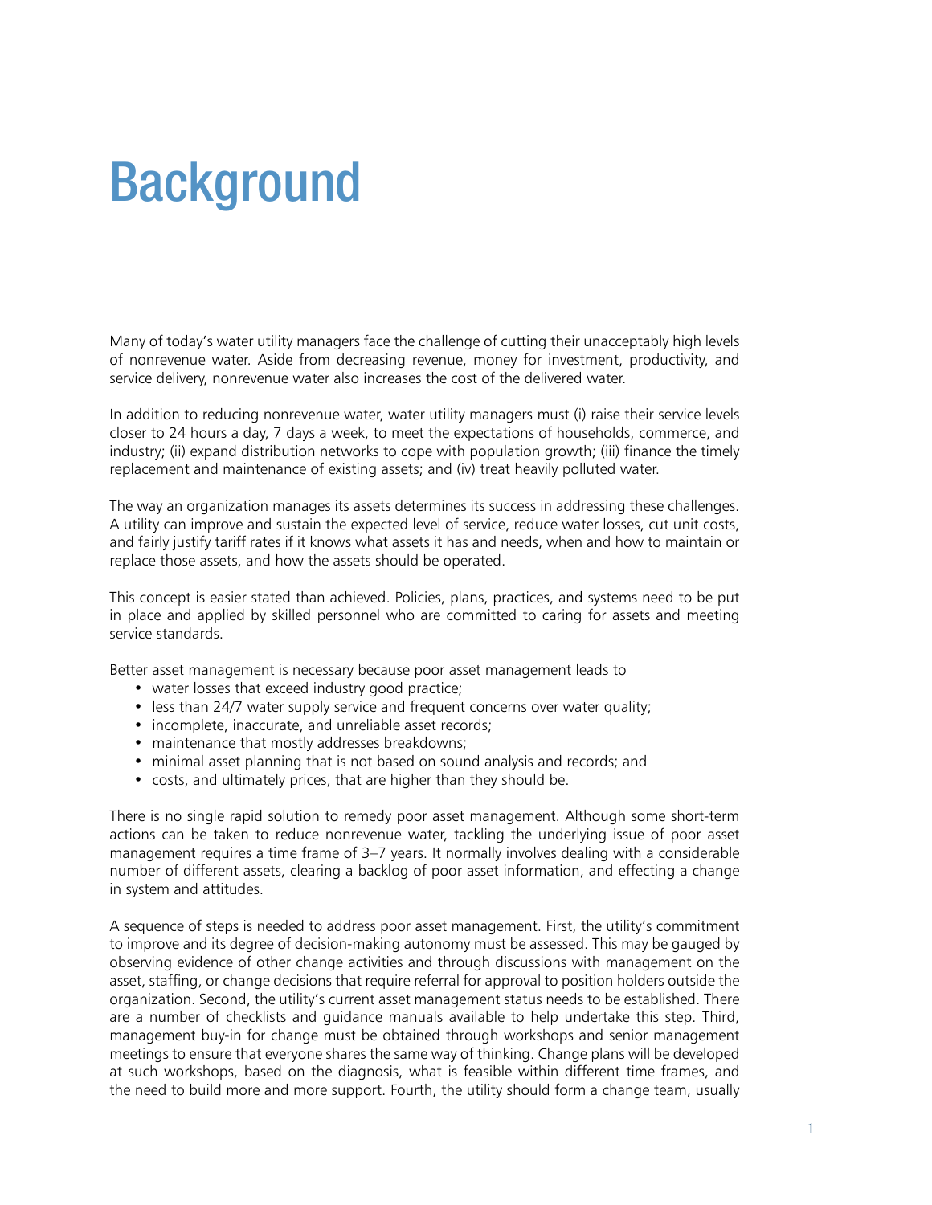# Background

Many of today's water utility managers face the challenge of cutting their unacceptably high levels of nonrevenue water. Aside from decreasing revenue, money for investment, productivity, and service delivery, nonrevenue water also increases the cost of the delivered water.

In addition to reducing nonrevenue water, water utility managers must (i) raise their service levels closer to 24 hours a day, 7 days a week, to meet the expectations of households, commerce, and industry; (ii) expand distribution networks to cope with population growth; (iii) finance the timely replacement and maintenance of existing assets; and (iv) treat heavily polluted water.

The way an organization manages its assets determines its success in addressing these challenges. A utility can improve and sustain the expected level of service, reduce water losses, cut unit costs, and fairly justify tariff rates if it knows what assets it has and needs, when and how to maintain or replace those assets, and how the assets should be operated.

This concept is easier stated than achieved. Policies, plans, practices, and systems need to be put in place and applied by skilled personnel who are committed to caring for assets and meeting service standards.

Better asset management is necessary because poor asset management leads to

- water losses that exceed industry good practice;
- less than 24/7 water supply service and frequent concerns over water quality;
- incomplete, inaccurate, and unreliable asset records;
- maintenance that mostly addresses breakdowns;
- minimal asset planning that is not based on sound analysis and records; and
- costs, and ultimately prices, that are higher than they should be.

There is no single rapid solution to remedy poor asset management. Although some short-term actions can be taken to reduce nonrevenue water, tackling the underlying issue of poor asset management requires a time frame of 3–7 years. It normally involves dealing with a considerable number of different assets, clearing a backlog of poor asset information, and effecting a change in system and attitudes.

A sequence of steps is needed to address poor asset management. First, the utility's commitment to improve and its degree of decision-making autonomy must be assessed. This may be gauged by observing evidence of other change activities and through discussions with management on the asset, staffing, or change decisions that require referral for approval to position holders outside the organization. Second, the utility's current asset management status needs to be established. There are a number of checklists and guidance manuals available to help undertake this step. Third, management buy-in for change must be obtained through workshops and senior management meetings to ensure that everyone shares the same way of thinking. Change plans will be developed at such workshops, based on the diagnosis, what is feasible within different time frames, and the need to build more and more support. Fourth, the utility should form a change team, usually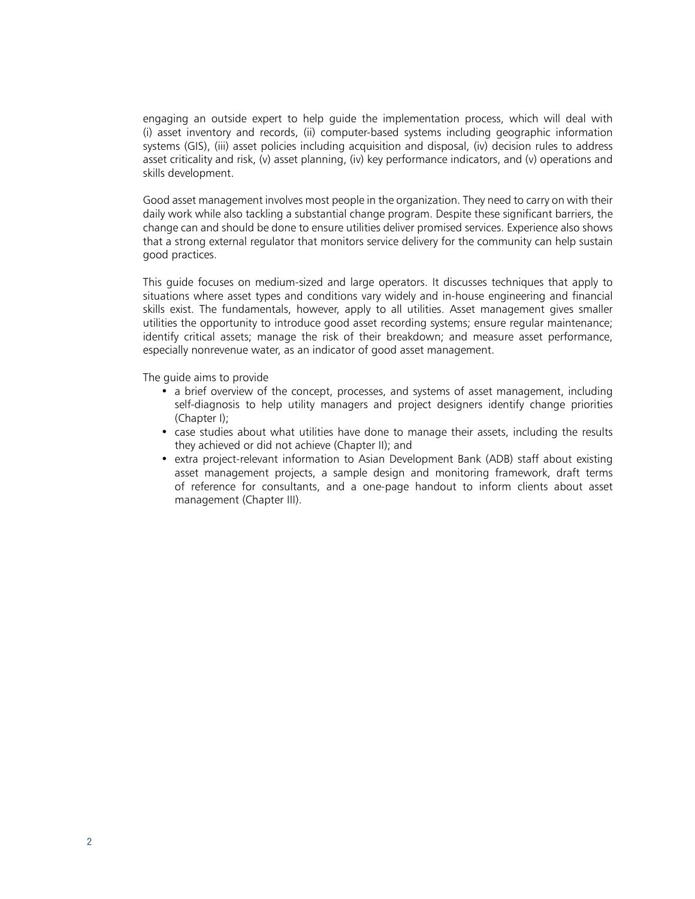engaging an outside expert to help guide the implementation process, which will deal with (i) asset inventory and records, (ii) computer-based systems including geographic information systems (GIS), (iii) asset policies including acquisition and disposal, (iv) decision rules to address asset criticality and risk, (v) asset planning, (iv) key performance indicators, and (v) operations and skills development.

Good asset management involves most people in the organization. They need to carry on with their daily work while also tackling a substantial change program. Despite these significant barriers, the change can and should be done to ensure utilities deliver promised services. Experience also shows that a strong external regulator that monitors service delivery for the community can help sustain good practices.

This guide focuses on medium-sized and large operators. It discusses techniques that apply to situations where asset types and conditions vary widely and in-house engineering and financial skills exist. The fundamentals, however, apply to all utilities. Asset management gives smaller utilities the opportunity to introduce good asset recording systems; ensure regular maintenance; identify critical assets; manage the risk of their breakdown; and measure asset performance, especially nonrevenue water, as an indicator of good asset management.

The guide aims to provide

- a brief overview of the concept, processes, and systems of asset management, including self-diagnosis to help utility managers and project designers identify change priorities (Chapter I);
- case studies about what utilities have done to manage their assets, including the results they achieved or did not achieve (Chapter II); and
- extra project-relevant information to Asian Development Bank (ADB) staff about existing asset management projects, a sample design and monitoring framework, draft terms of reference for consultants, and a one-page handout to inform clients about asset management (Chapter III).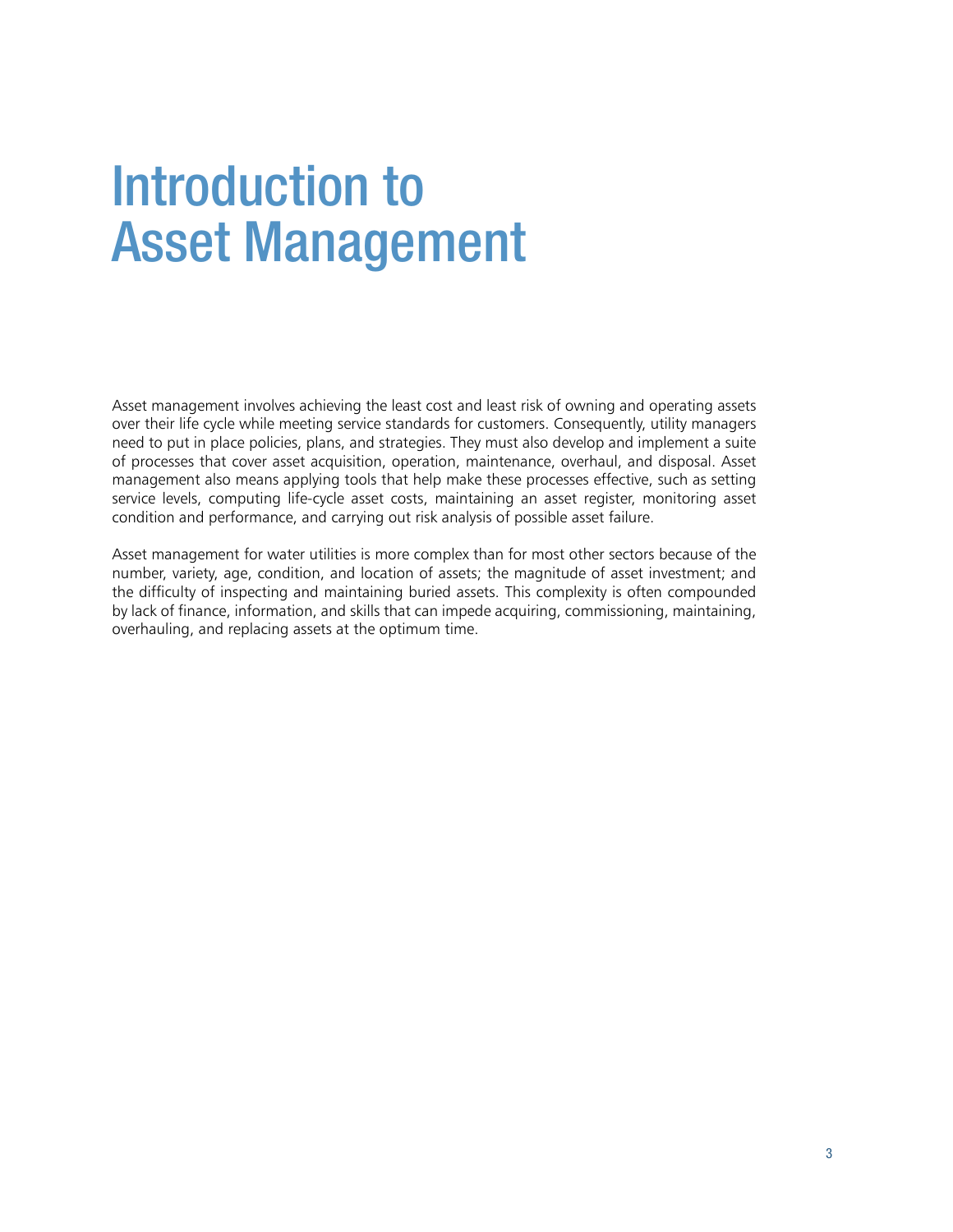# Introduction to Asset Management

Asset management involves achieving the least cost and least risk of owning and operating assets over their life cycle while meeting service standards for customers. Consequently, utility managers need to put in place policies, plans, and strategies. They must also develop and implement a suite of processes that cover asset acquisition, operation, maintenance, overhaul, and disposal. Asset management also means applying tools that help make these processes effective, such as setting service levels, computing life-cycle asset costs, maintaining an asset register, monitoring asset condition and performance, and carrying out risk analysis of possible asset failure.

Asset management for water utilities is more complex than for most other sectors because of the number, variety, age, condition, and location of assets; the magnitude of asset investment; and the difficulty of inspecting and maintaining buried assets. This complexity is often compounded by lack of finance, information, and skills that can impede acquiring, commissioning, maintaining, overhauling, and replacing assets at the optimum time.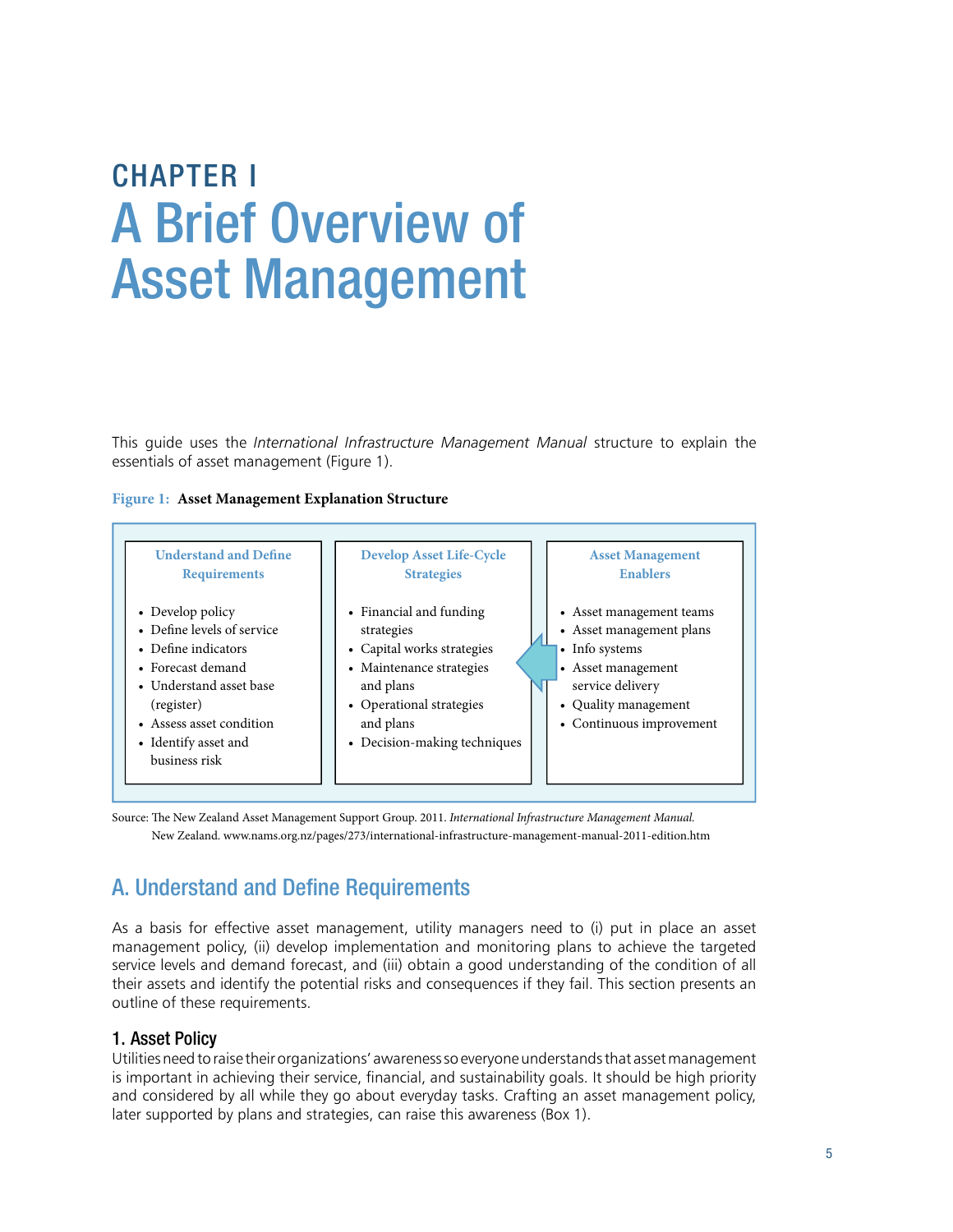# CHAPTER I
# A Brief Overview of Asset Management

This guide uses the *International Infrastructure Management Manual* structure to explain the essentials of asset management (Figure 1).

**Figure 1: Asset Management Explanation Structure**

| Understand and Define Requirements | Develop Asset Life-Cycle Strategies | Asset Management Enablers |
|---|---|---|
| • Develop policy<br>• Define levels of service<br>• Define indicators<br>• Forecast demand<br>• Understand asset base (register)<br>• Assess asset condition<br>• Identify asset and business risk | • Financial and funding strategies<br>• Capital works strategies<br>• Maintenance strategies and plans<br>• Operational strategies and plans<br>• Decision-making techniques | • Asset management teams<br>• Asset management plans<br>• Info systems<br>• Asset management service delivery<br>• Quality management<br>• Continuous improvement |

Source: The New Zealand Asset Management Support Group. 2011. *International Infrastructure Management Manual.* New Zealand. www.nams.org.nz/pages/273/international-infrastructure-management-manual-2011-edition.htm

## A. Understand and Define Requirements

As a basis for effective asset management, utility managers need to (i) put in place an asset management policy, (ii) develop implementation and monitoring plans to achieve the targeted service levels and demand forecast, and (iii) obtain a good understanding of the condition of all their assets and identify the potential risks and consequences if they fail. This section presents an outline of these requirements.

### 1. Asset Policy

Utilities need to raise their organizations' awareness so everyone understands that asset management is important in achieving their service, financial, and sustainability goals. It should be high priority and considered by all while they go about everyday tasks. Crafting an asset management policy, later supported by plans and strategies, can raise this awareness (Box 1).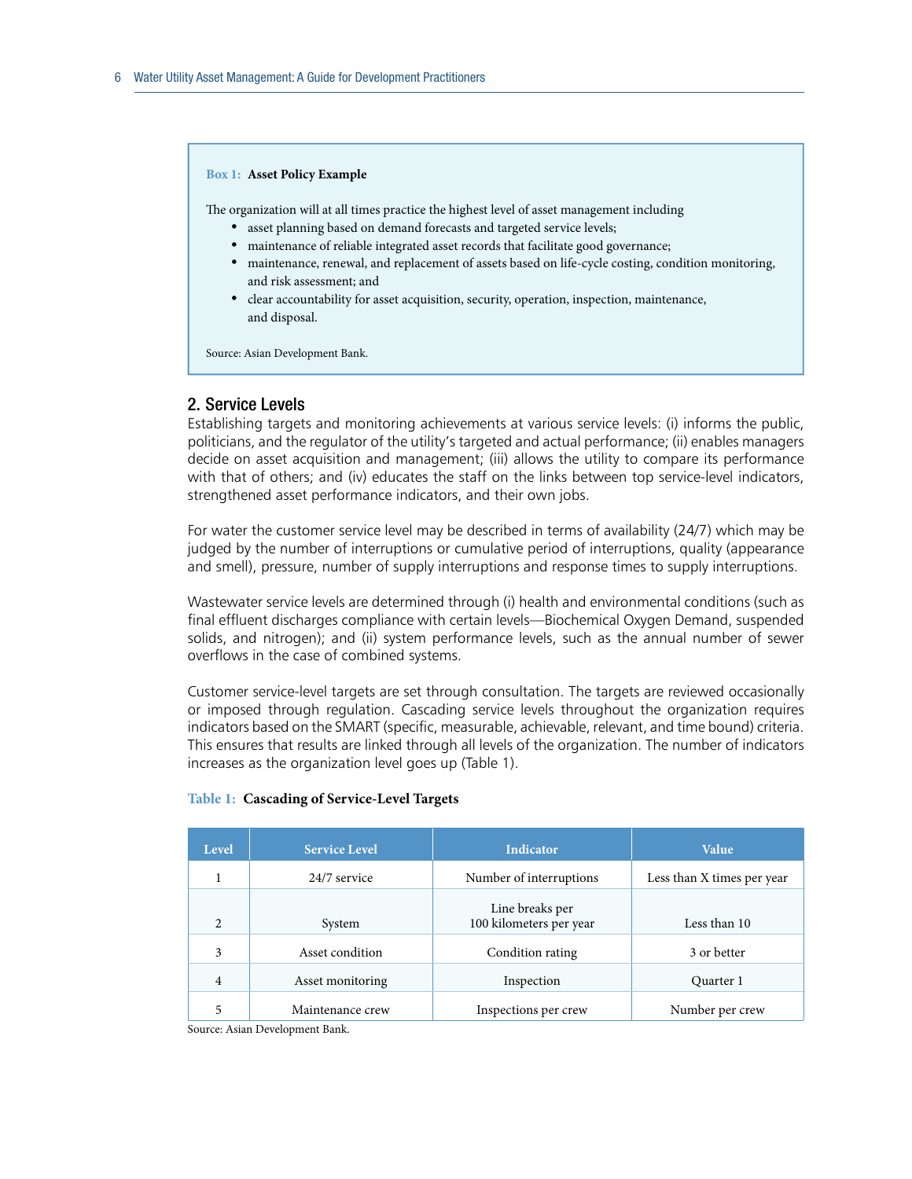**Box 1: Asset Policy Example**

The organization will at all times practice the highest level of asset management including

- asset planning based on demand forecasts and targeted service levels;
- maintenance of reliable integrated asset records that facilitate good governance;
- maintenance, renewal, and replacement of assets based on life-cycle costing, condition monitoring, and risk assessment; and
- clear accountability for asset acquisition, security, operation, inspection, maintenance, and disposal.

Source: Asian Development Bank.

## 2. Service Levels

Establishing targets and monitoring achievements at various service levels: (i) informs the public, politicians, and the regulator of the utility's targeted and actual performance; (ii) enables managers decide on asset acquisition and management; (iii) allows the utility to compare its performance with that of others; and (iv) educates the staff on the links between top service-level indicators, strengthened asset performance indicators, and their own jobs.

For water the customer service level may be described in terms of availability (24/7) which may be judged by the number of interruptions or cumulative period of interruptions, quality (appearance and smell), pressure, number of supply interruptions and response times to supply interruptions.

Wastewater service levels are determined through (i) health and environmental conditions (such as final effluent discharges compliance with certain levels—Biochemical Oxygen Demand, suspended solids, and nitrogen); and (ii) system performance levels, such as the annual number of sewer overflows in the case of combined systems.

Customer service-level targets are set through consultation. The targets are reviewed occasionally or imposed through regulation. Cascading service levels throughout the organization requires indicators based on the SMART (specific, measurable, achievable, relevant, and time bound) criteria. This ensures that results are linked through all levels of the organization. The number of indicators increases as the organization level goes up (Table 1).

**Table 1: Cascading of Service-Level Targets**

| Level | Service Level | Indicator | Value |
|---|---|---|---|
| 1 | 24/7 service | Number of interruptions | Less than X times per year |
| 2 | System | Line breaks per 100 kilometers per year | Less than 10 |
| 3 | Asset condition | Condition rating | 3 or better |
| 4 | Asset monitoring | Inspection | Quarter 1 |
| 5 | Maintenance crew | Inspections per crew | Number per crew |

Source: Asian Development Bank.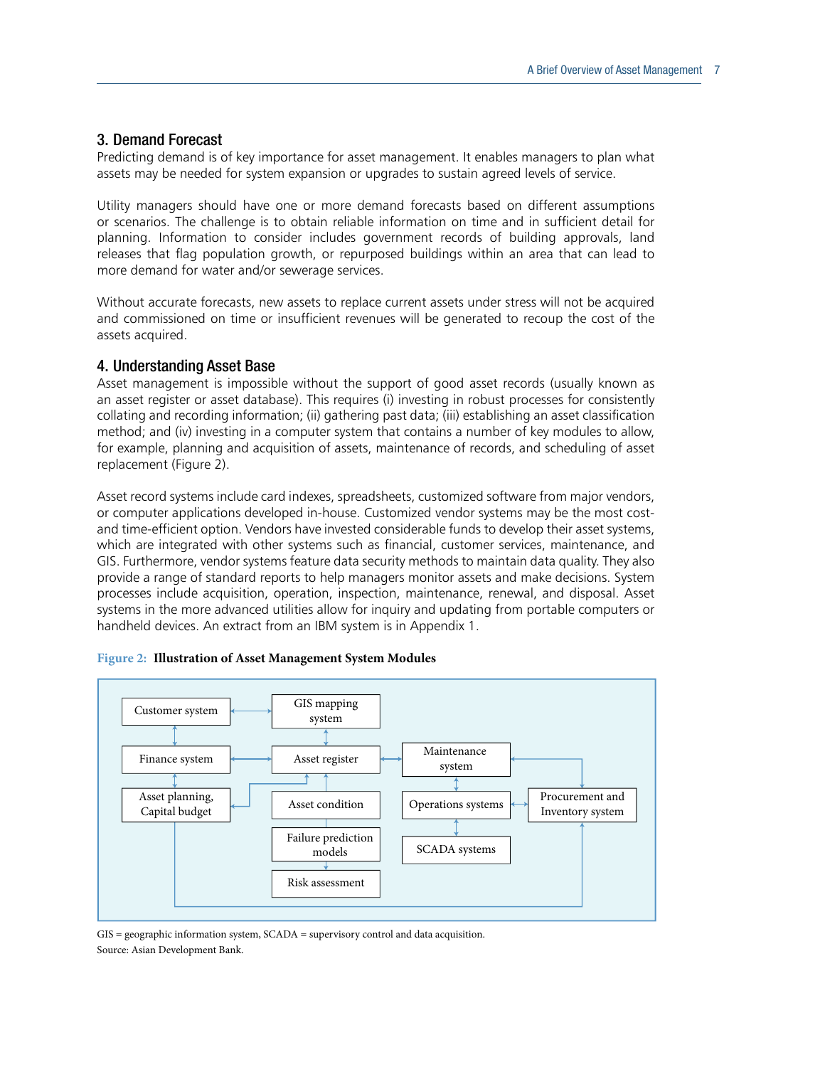### 3. Demand Forecast

Predicting demand is of key importance for asset management. It enables managers to plan what assets may be needed for system expansion or upgrades to sustain agreed levels of service.

Utility managers should have one or more demand forecasts based on different assumptions or scenarios. The challenge is to obtain reliable information on time and in sufficient detail for planning. Information to consider includes government records of building approvals, land releases that flag population growth, or repurposed buildings within an area that can lead to more demand for water and/or sewerage services.

Without accurate forecasts, new assets to replace current assets under stress will not be acquired and commissioned on time or insufficient revenues will be generated to recoup the cost of the assets acquired.

### 4. Understanding Asset Base

Asset management is impossible without the support of good asset records (usually known as an asset register or asset database). This requires (i) investing in robust processes for consistently collating and recording information; (ii) gathering past data; (iii) establishing an asset classification method; and (iv) investing in a computer system that contains a number of key modules to allow, for example, planning and acquisition of assets, maintenance of records, and scheduling of asset replacement (Figure 2).

Asset record systems include card indexes, spreadsheets, customized software from major vendors, or computer applications developed in-house. Customized vendor systems may be the most cost- and time-efficient option. Vendors have invested considerable funds to develop their asset systems, which are integrated with other systems such as financial, customer services, maintenance, and GIS. Furthermore, vendor systems feature data security methods to maintain data quality. They also provide a range of standard reports to help managers monitor assets and make decisions. System processes include acquisition, operation, inspection, maintenance, renewal, and disposal. Asset systems in the more advanced utilities allow for inquiry and updating from portable computers or handheld devices. An extract from an IBM system is in Appendix 1.

**Figure 2: Illustration of Asset Management System Modules**

Customer system | GIS mapping system | Finance system | Asset register | Maintenance system | Asset planning, Capital budget | Asset condition | Operations systems | Procurement and Inventory system | Failure prediction models | SCADA systems | Risk assessment

GIS = geographic information system, SCADA = supervisory control and data acquisition.
Source: Asian Development Bank.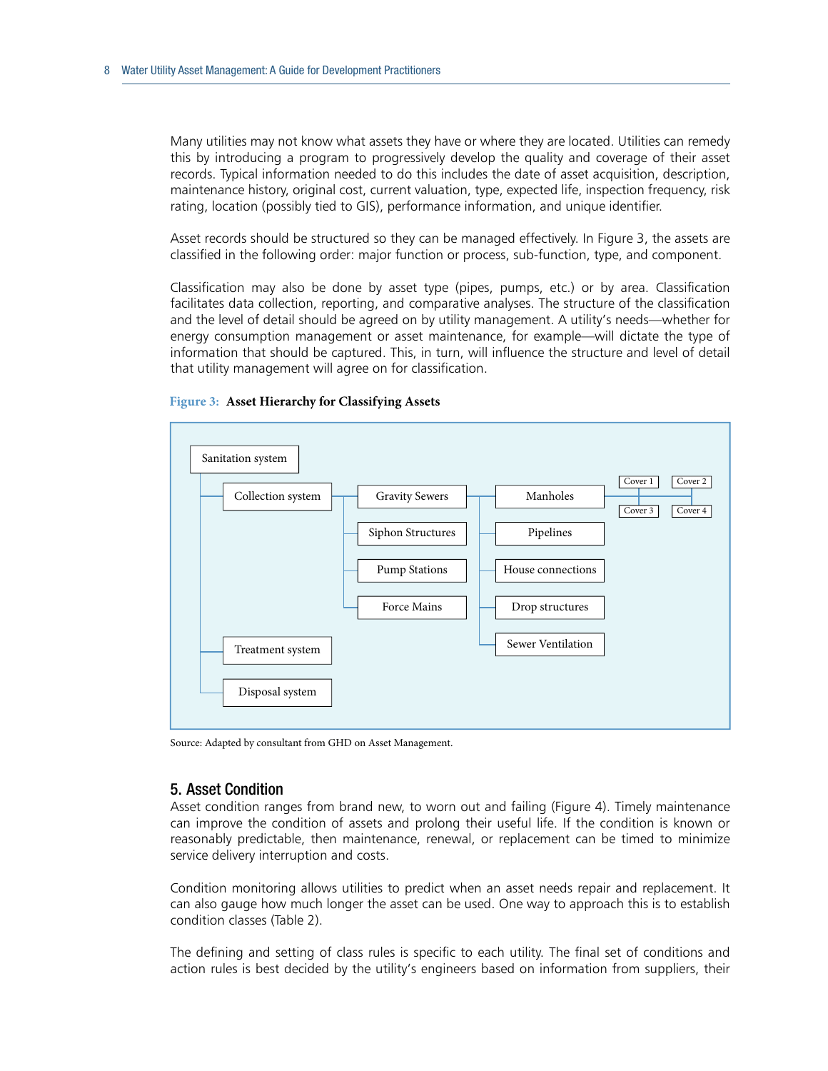Many utilities may not know what assets they have or where they are located. Utilities can remedy this by introducing a program to progressively develop the quality and coverage of their asset records. Typical information needed to do this includes the date of asset acquisition, description, maintenance history, original cost, current valuation, type, expected life, inspection frequency, risk rating, location (possibly tied to GIS), performance information, and unique identifier.

Asset records should be structured so they can be managed effectively. In Figure 3, the assets are classified in the following order: major function or process, sub-function, type, and component.

Classification may also be done by asset type (pipes, pumps, etc.) or by area. Classification facilitates data collection, reporting, and comparative analyses. The structure of the classification and the level of detail should be agreed on by utility management. A utility's needs—whether for energy consumption management or asset maintenance, for example—will dictate the type of information that should be captured. This, in turn, will influence the structure and level of detail that utility management will agree on for classification.

**Figure 3: Asset Hierarchy for Classifying Assets**

- Sanitation system
  - Collection system
    - Gravity Sewers
      - Manholes
        - Cover 1
        - Cover 2
        - Cover 3
        - Cover 4
      - Pipelines
      - House connections
      - Drop structures
      - Sewer Ventilation
    - Siphon Structures
    - Pump Stations
    - Force Mains
  - Treatment system
  - Disposal system

Source: Adapted by consultant from GHD on Asset Management.

## 5. Asset Condition

Asset condition ranges from brand new, to worn out and failing (Figure 4). Timely maintenance can improve the condition of assets and prolong their useful life. If the condition is known or reasonably predictable, then maintenance, renewal, or replacement can be timed to minimize service delivery interruption and costs.

Condition monitoring allows utilities to predict when an asset needs repair and replacement. It can also gauge how much longer the asset can be used. One way to approach this is to establish condition classes (Table 2).

The defining and setting of class rules is specific to each utility. The final set of conditions and action rules is best decided by the utility's engineers based on information from suppliers, their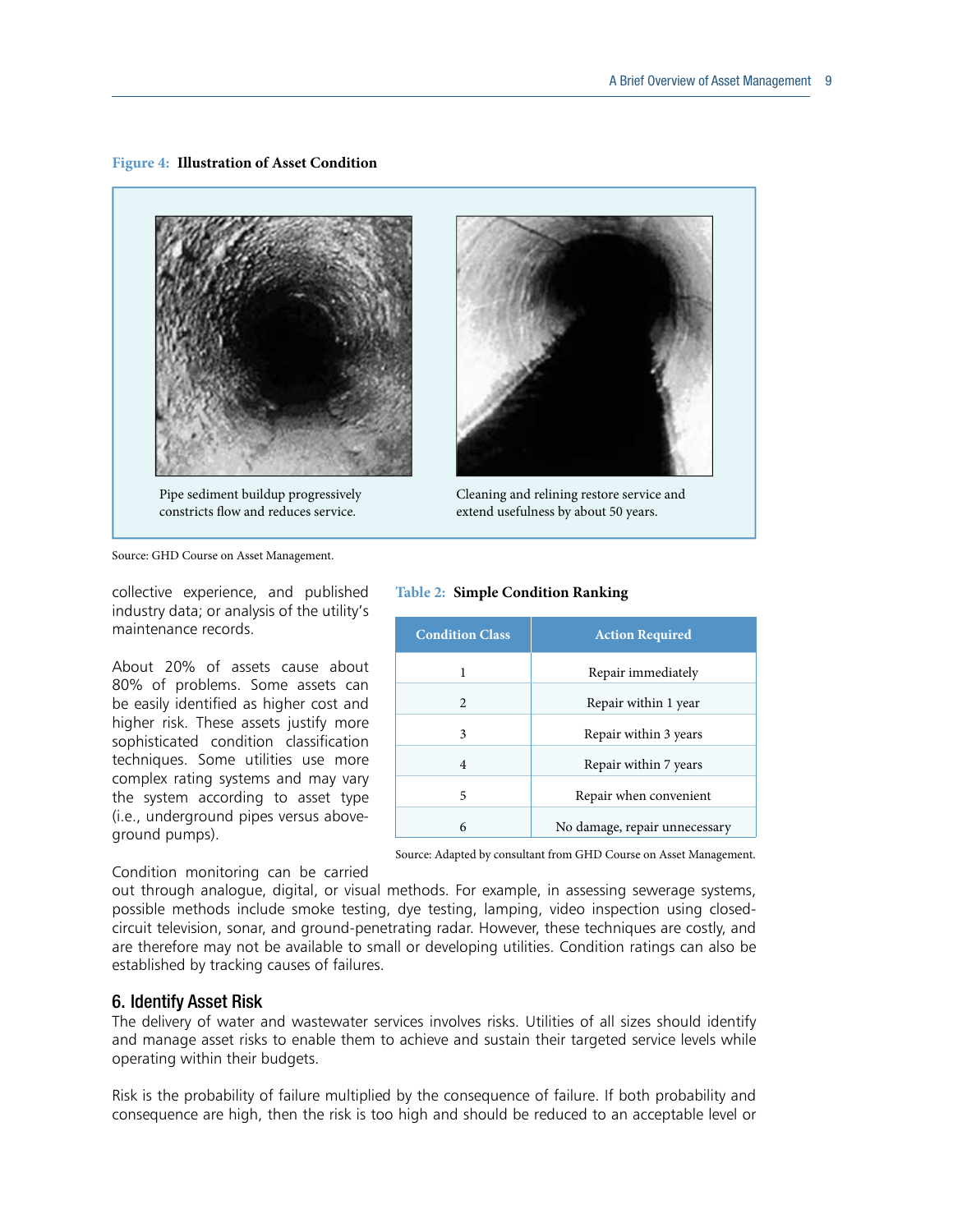**Figure 4: Illustration of Asset Condition**

Pipe sediment buildup progressively constricts flow and reduces service.

Cleaning and relining restore service and extend usefulness by about 50 years.

Source: GHD Course on Asset Management.

collective experience, and published industry data; or analysis of the utility's maintenance records.

About 20% of assets cause about 80% of problems. Some assets can be easily identified as higher cost and higher risk. These assets justify more sophisticated condition classification techniques. Some utilities use more complex rating systems and may vary the system according to asset type (i.e., underground pipes versus above-ground pumps).

**Table 2: Simple Condition Ranking**

| Condition Class | Action Required |
| --- | --- |
| 1 | Repair immediately |
| 2 | Repair within 1 year |
| 3 | Repair within 3 years |
| 4 | Repair within 7 years |
| 5 | Repair when convenient |
| 6 | No damage, repair unnecessary |

Source: Adapted by consultant from GHD Course on Asset Management.

Condition monitoring can be carried out through analogue, digital, or visual methods. For example, in assessing sewerage systems, possible methods include smoke testing, dye testing, lamping, video inspection using closed-circuit television, sonar, and ground-penetrating radar. However, these techniques are costly, and are therefore may not be available to small or developing utilities. Condition ratings can also be established by tracking causes of failures.

## 6. Identify Asset Risk

The delivery of water and wastewater services involves risks. Utilities of all sizes should identify and manage asset risks to enable them to achieve and sustain their targeted service levels while operating within their budgets.

Risk is the probability of failure multiplied by the consequence of failure. If both probability and consequence are high, then the risk is too high and should be reduced to an acceptable level or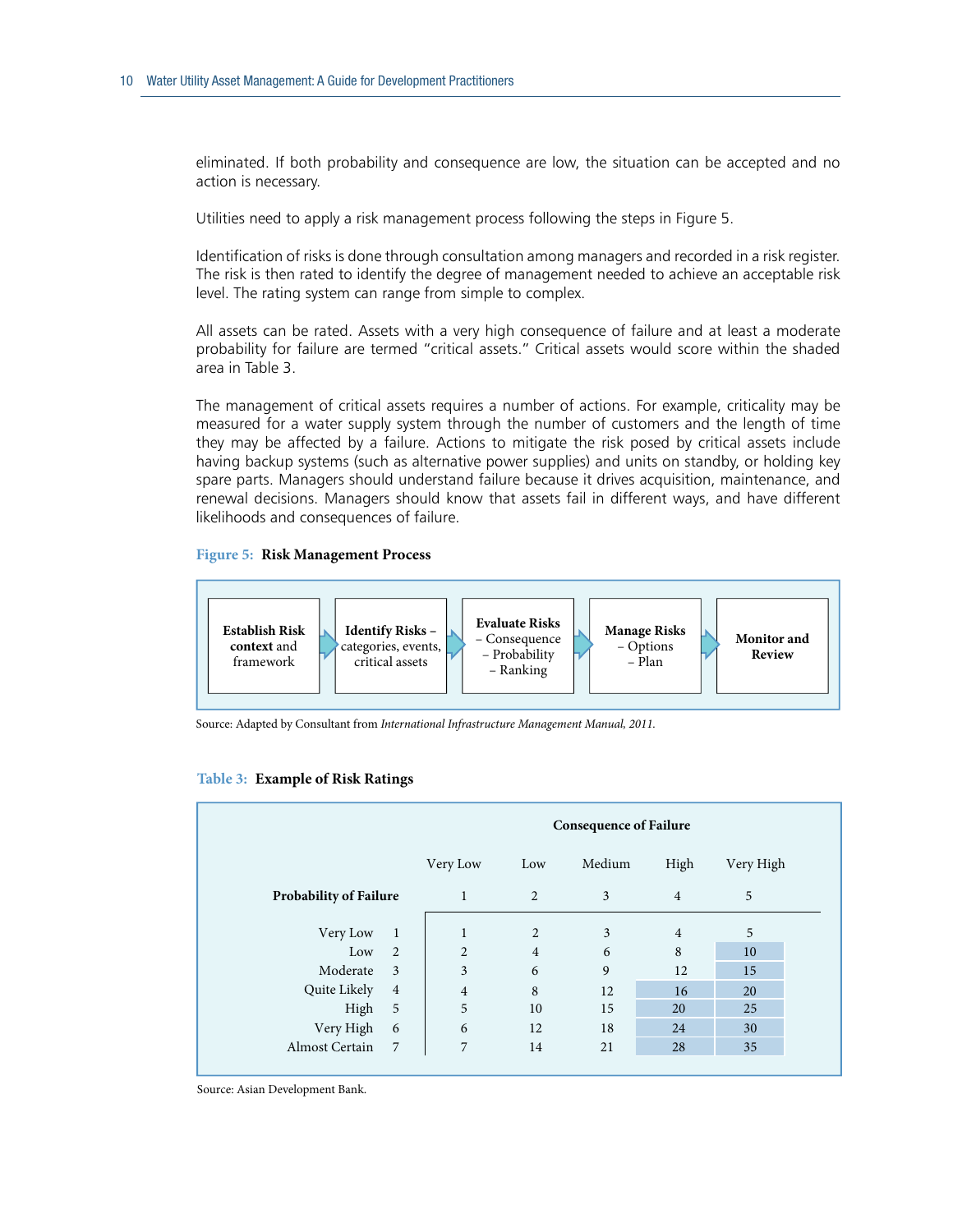eliminated. If both probability and consequence are low, the situation can be accepted and no action is necessary.

Utilities need to apply a risk management process following the steps in Figure 5.

Identification of risks is done through consultation among managers and recorded in a risk register. The risk is then rated to identify the degree of management needed to achieve an acceptable risk level. The rating system can range from simple to complex.

All assets can be rated. Assets with a very high consequence of failure and at least a moderate probability for failure are termed "critical assets." Critical assets would score within the shaded area in Table 3.

The management of critical assets requires a number of actions. For example, criticality may be measured for a water supply system through the number of customers and the length of time they may be affected by a failure. Actions to mitigate the risk posed by critical assets include having backup systems (such as alternative power supplies) and units on standby, or holding key spare parts. Managers should understand failure because it drives acquisition, maintenance, and renewal decisions. Managers should know that assets fail in different ways, and have different likelihoods and consequences of failure.

**Figure 5: Risk Management Process**

**Establish Risk context** and framework → **Identify Risks** – categories, events, critical assets → **Evaluate Risks** – Consequence – Probability – Ranking → **Manage Risks** – Options – Plan → **Monitor and Review**

Source: Adapted by Consultant from *International Infrastructure Management Manual, 2011.*

**Table 3: Example of Risk Ratings**

| | | Consequence of Failure | | | | |
|---|---|---|---|---|---|---|
| | | Very Low | Low | Medium | High | Very High |
| **Probability of Failure** | | 1 | 2 | 3 | 4 | 5 |
| Very Low | 1 | 1 | 2 | 3 | 4 | 5 |
| Low | 2 | 2 | 4 | 6 | 8 | 10 |
| Moderate | 3 | 3 | 6 | 9 | 12 | 15 |
| Quite Likely | 4 | 4 | 8 | 12 | 16 | 20 |
| High | 5 | 5 | 10 | 15 | 20 | 25 |
| Very High | 6 | 6 | 12 | 18 | 24 | 30 |
| Almost Certain | 7 | 7 | 14 | 21 | 28 | 35 |

Source: Asian Development Bank.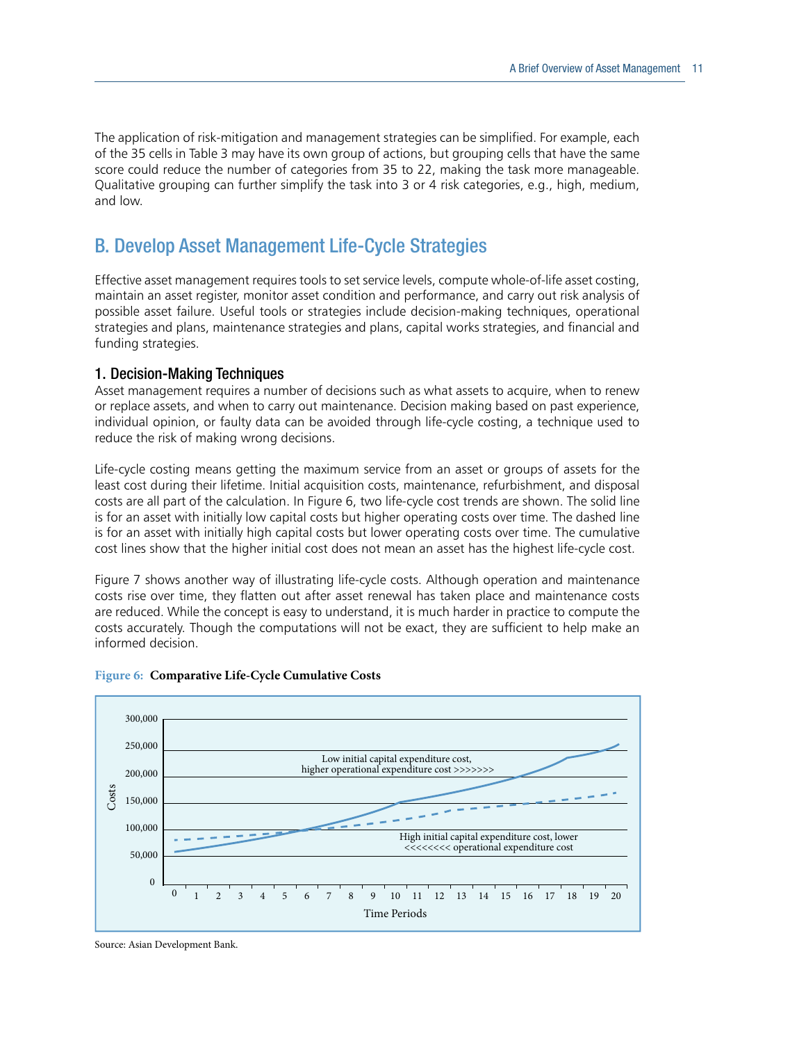The application of risk-mitigation and management strategies can be simplified. For example, each of the 35 cells in Table 3 may have its own group of actions, but grouping cells that have the same score could reduce the number of categories from 35 to 22, making the task more manageable. Qualitative grouping can further simplify the task into 3 or 4 risk categories, e.g., high, medium, and low.

## B. Develop Asset Management Life-Cycle Strategies

Effective asset management requires tools to set service levels, compute whole-of-life asset costing, maintain an asset register, monitor asset condition and performance, and carry out risk analysis of possible asset failure. Useful tools or strategies include decision-making techniques, operational strategies and plans, maintenance strategies and plans, capital works strategies, and financial and funding strategies.

### 1. Decision-Making Techniques

Asset management requires a number of decisions such as what assets to acquire, when to renew or replace assets, and when to carry out maintenance. Decision making based on past experience, individual opinion, or faulty data can be avoided through life-cycle costing, a technique used to reduce the risk of making wrong decisions.

Life-cycle costing means getting the maximum service from an asset or groups of assets for the least cost during their lifetime. Initial acquisition costs, maintenance, refurbishment, and disposal costs are all part of the calculation. In Figure 6, two life-cycle cost trends are shown. The solid line is for an asset with initially low capital costs but higher operating costs over time. The dashed line is for an asset with initially high capital costs but lower operating costs over time. The cumulative cost lines show that the higher initial cost does not mean an asset has the highest life-cycle cost.

Figure 7 shows another way of illustrating life-cycle costs. Although operation and maintenance costs rise over time, they flatten out after asset renewal has taken place and maintenance costs are reduced. While the concept is easy to understand, it is much harder in practice to compute the costs accurately. Though the computations will not be exact, they are sufficient to help make an informed decision.

**Figure 6: Comparative Life-Cycle Cumulative Costs**

Source: Asian Development Bank.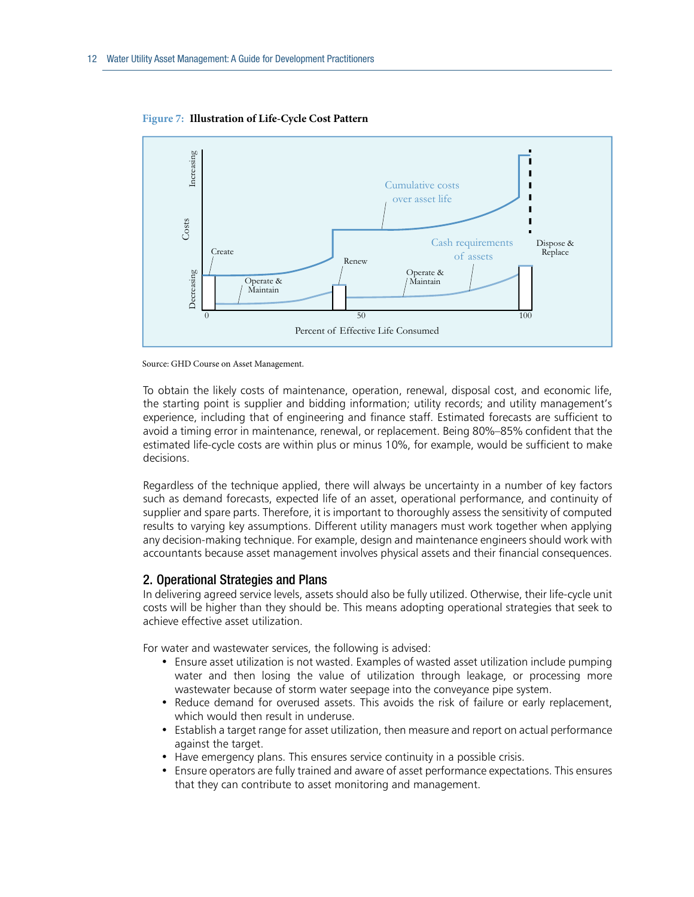**Figure 7: Illustration of Life-Cycle Cost Pattern**

Source: GHD Course on Asset Management.

To obtain the likely costs of maintenance, operation, renewal, disposal cost, and economic life, the starting point is supplier and bidding information; utility records; and utility management's experience, including that of engineering and finance staff. Estimated forecasts are sufficient to avoid a timing error in maintenance, renewal, or replacement. Being 80%–85% confident that the estimated life-cycle costs are within plus or minus 10%, for example, would be sufficient to make decisions.

Regardless of the technique applied, there will always be uncertainty in a number of key factors such as demand forecasts, expected life of an asset, operational performance, and continuity of supplier and spare parts. Therefore, it is important to thoroughly assess the sensitivity of computed results to varying key assumptions. Different utility managers must work together when applying any decision-making technique. For example, design and maintenance engineers should work with accountants because asset management involves physical assets and their financial consequences.

## 2. Operational Strategies and Plans

In delivering agreed service levels, assets should also be fully utilized. Otherwise, their life-cycle unit costs will be higher than they should be. This means adopting operational strategies that seek to achieve effective asset utilization.

For water and wastewater services, the following is advised:

- Ensure asset utilization is not wasted. Examples of wasted asset utilization include pumping water and then losing the value of utilization through leakage, or processing more wastewater because of storm water seepage into the conveyance pipe system.
- Reduce demand for overused assets. This avoids the risk of failure or early replacement, which would then result in underuse.
- Establish a target range for asset utilization, then measure and report on actual performance against the target.
- Have emergency plans. This ensures service continuity in a possible crisis.
- Ensure operators are fully trained and aware of asset performance expectations. This ensures that they can contribute to asset monitoring and management.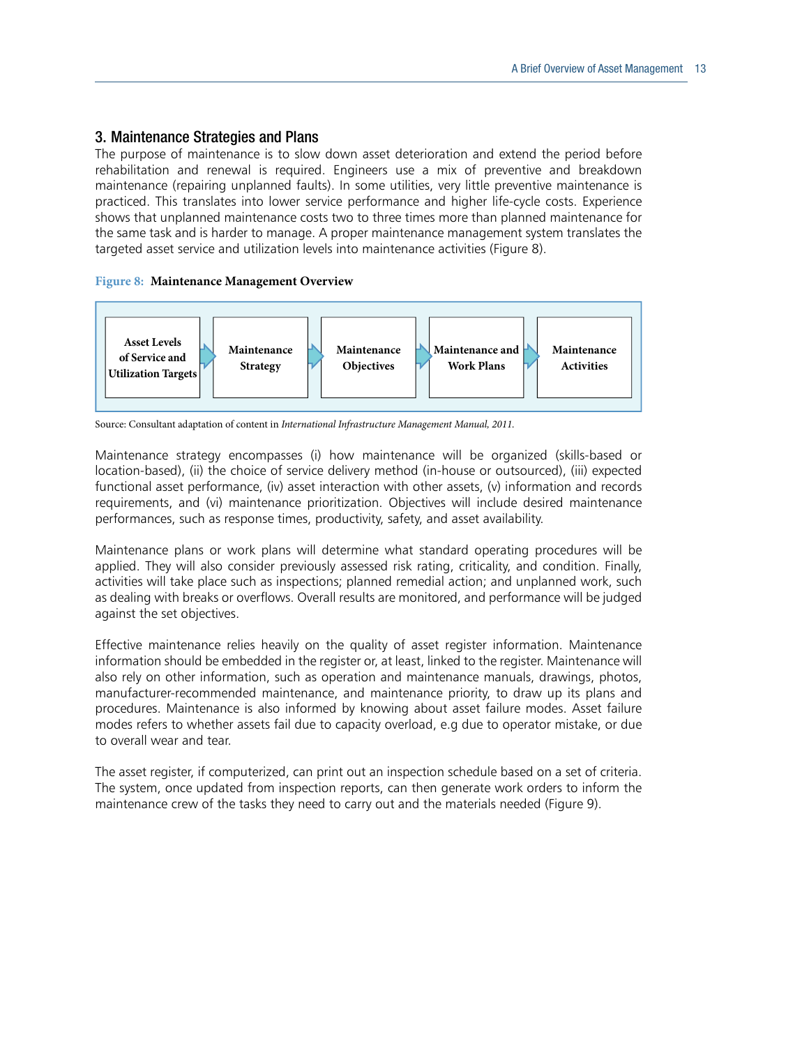## 3. Maintenance Strategies and Plans

The purpose of maintenance is to slow down asset deterioration and extend the period before rehabilitation and renewal is required. Engineers use a mix of preventive and breakdown maintenance (repairing unplanned faults). In some utilities, very little preventive maintenance is practiced. This translates into lower service performance and higher life-cycle costs. Experience shows that unplanned maintenance costs two to three times more than planned maintenance for the same task and is harder to manage. A proper maintenance management system translates the targeted asset service and utilization levels into maintenance activities (Figure 8).

**Figure 8: Maintenance Management Overview**

| Asset Levels of Service and Utilization Targets | → | Maintenance Strategy | → | Maintenance Objectives | → | Maintenance and Work Plans | → | Maintenance Activities |
|---|---|---|---|---|---|---|---|---|

Source: Consultant adaptation of content in *International Infrastructure Management Manual, 2011.*

Maintenance strategy encompasses (i) how maintenance will be organized (skills-based or location-based), (ii) the choice of service delivery method (in-house or outsourced), (iii) expected functional asset performance, (iv) asset interaction with other assets, (v) information and records requirements, and (vi) maintenance prioritization. Objectives will include desired maintenance performances, such as response times, productivity, safety, and asset availability.

Maintenance plans or work plans will determine what standard operating procedures will be applied. They will also consider previously assessed risk rating, criticality, and condition. Finally, activities will take place such as inspections; planned remedial action; and unplanned work, such as dealing with breaks or overflows. Overall results are monitored, and performance will be judged against the set objectives.

Effective maintenance relies heavily on the quality of asset register information. Maintenance information should be embedded in the register or, at least, linked to the register. Maintenance will also rely on other information, such as operation and maintenance manuals, drawings, photos, manufacturer-recommended maintenance, and maintenance priority, to draw up its plans and procedures. Maintenance is also informed by knowing about asset failure modes. Asset failure modes refers to whether assets fail due to capacity overload, e.g due to operator mistake, or due to overall wear and tear.

The asset register, if computerized, can print out an inspection schedule based on a set of criteria. The system, once updated from inspection reports, can then generate work orders to inform the maintenance crew of the tasks they need to carry out and the materials needed (Figure 9).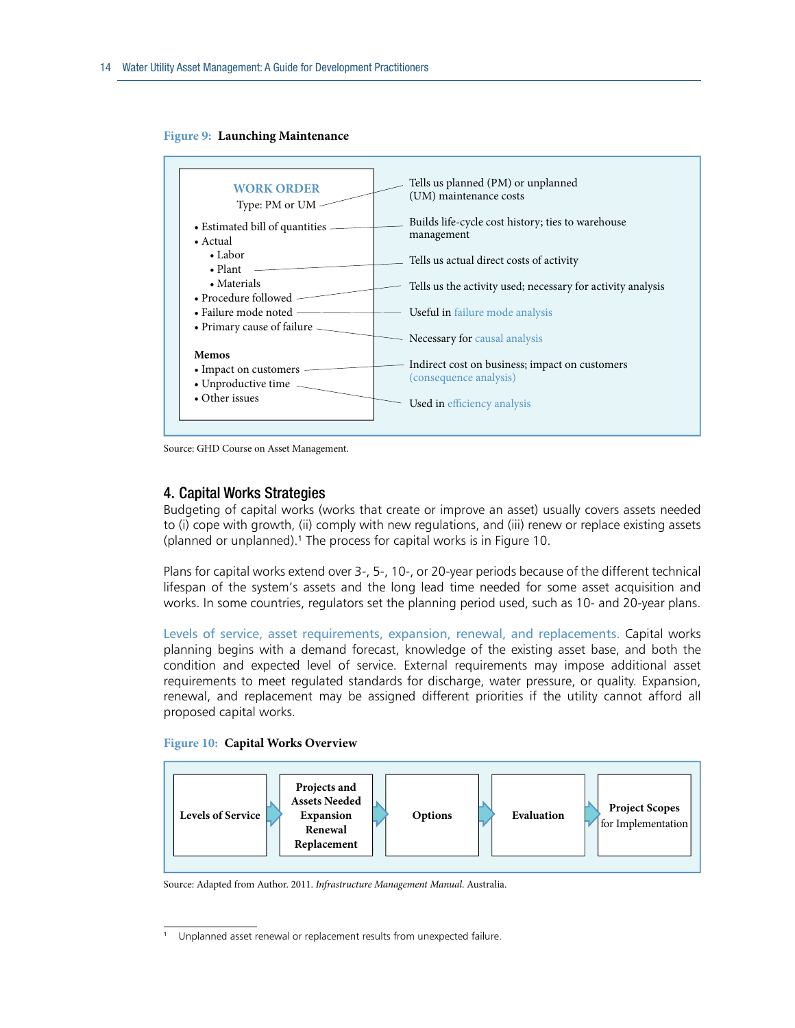**Figure 9: Launching Maintenance**

| WORK ORDER | |
|---|---|
| Type: PM or UM | Tells us planned (PM) or unplanned (UM) maintenance costs |
| • Estimated bill of quantities | Builds life-cycle cost history; ties to warehouse management |
| • Actual<br>  • Labor<br>  • Plant<br>  • Materials | Tells us actual direct costs of activity |
| • Procedure followed | Tells us the activity used; necessary for activity analysis |
| • Failure mode noted | Useful in failure mode analysis |
| • Primary cause of failure | Necessary for causal analysis |
| **Memos**<br>• Impact on customers | Indirect cost on business; impact on customers (consequence analysis) |
| • Unproductive time<br>• Other issues | Used in efficiency analysis |

Source: GHD Course on Asset Management.

## 4. Capital Works Strategies

Budgeting of capital works (works that create or improve an asset) usually covers assets needed to (i) cope with growth, (ii) comply with new regulations, and (iii) renew or replace existing assets (planned or unplanned).[1] The process for capital works is in Figure 10.

Plans for capital works extend over 3-, 5-, 10-, or 20-year periods because of the different technical lifespan of the system's assets and the long lead time needed for some asset acquisition and works. In some countries, regulators set the planning period used, such as 10- and 20-year plans.

Levels of service, asset requirements, expansion, renewal, and replacements. Capital works planning begins with a demand forecast, knowledge of the existing asset base, and both the condition and expected level of service. External requirements may impose additional asset requirements to meet regulated standards for discharge, water pressure, or quality. Expansion, renewal, and replacement may be assigned different priorities if the utility cannot afford all proposed capital works.

**Figure 10: Capital Works Overview**

**Levels of Service** → **Projects and Assets Needed Expansion Renewal Replacement** → **Options** → **Evaluation** → **Project Scopes** for Implementation

Source: Adapted from Author. 2011. *Infrastructure Management Manual.* Australia.

[1] Unplanned asset renewal or replacement results from unexpected failure.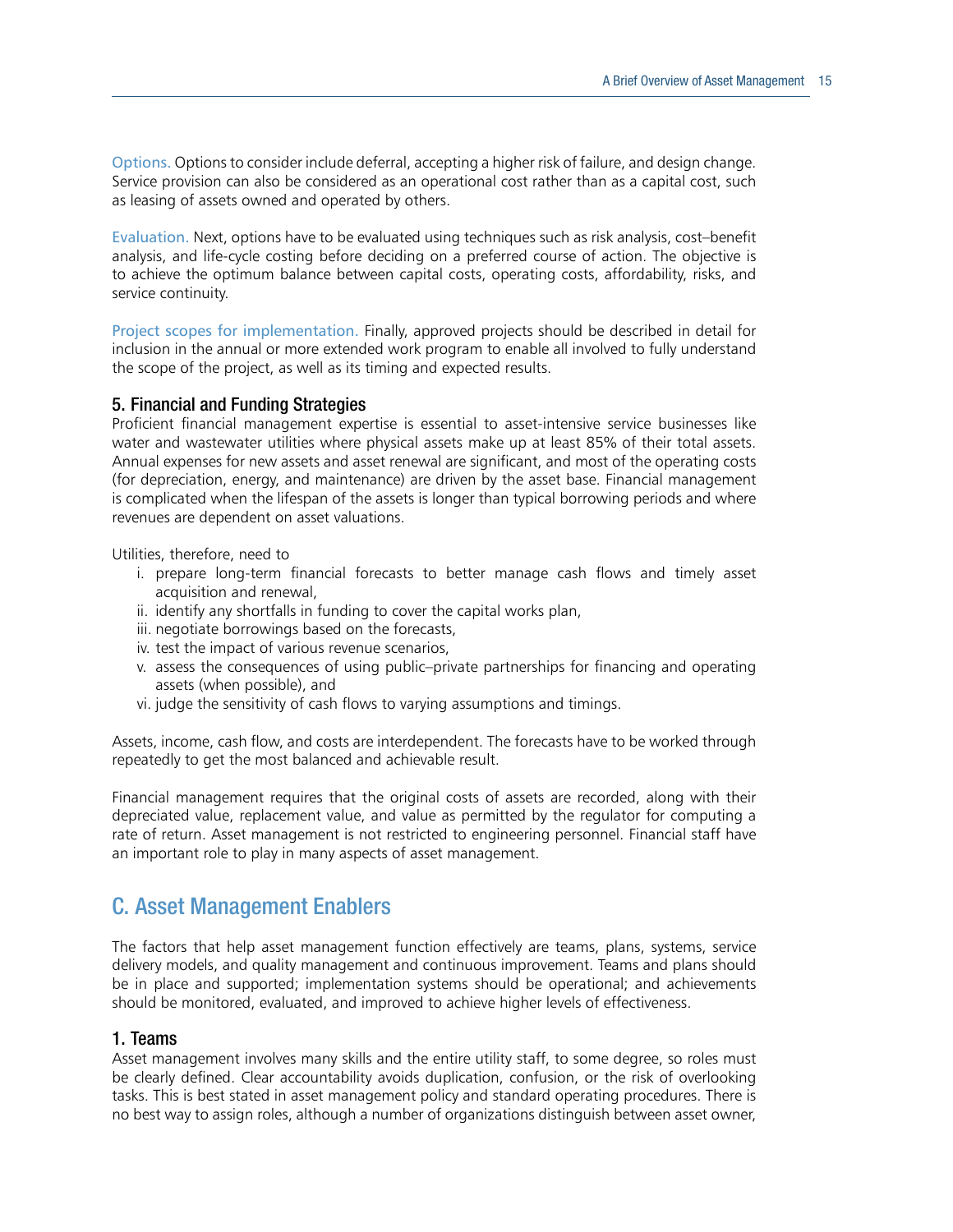Options. Options to consider include deferral, accepting a higher risk of failure, and design change. Service provision can also be considered as an operational cost rather than as a capital cost, such as leasing of assets owned and operated by others.

Evaluation. Next, options have to be evaluated using techniques such as risk analysis, cost–benefit analysis, and life-cycle costing before deciding on a preferred course of action. The objective is to achieve the optimum balance between capital costs, operating costs, affordability, risks, and service continuity.

Project scopes for implementation. Finally, approved projects should be described in detail for inclusion in the annual or more extended work program to enable all involved to fully understand the scope of the project, as well as its timing and expected results.

### 5. Financial and Funding Strategies

Proficient financial management expertise is essential to asset-intensive service businesses like water and wastewater utilities where physical assets make up at least 85% of their total assets. Annual expenses for new assets and asset renewal are significant, and most of the operating costs (for depreciation, energy, and maintenance) are driven by the asset base. Financial management is complicated when the lifespan of the assets is longer than typical borrowing periods and where revenues are dependent on asset valuations.

Utilities, therefore, need to

i. prepare long-term financial forecasts to better manage cash flows and timely asset acquisition and renewal,
ii. identify any shortfalls in funding to cover the capital works plan,
iii. negotiate borrowings based on the forecasts,
iv. test the impact of various revenue scenarios,
v. assess the consequences of using public–private partnerships for financing and operating assets (when possible), and
vi. judge the sensitivity of cash flows to varying assumptions and timings.

Assets, income, cash flow, and costs are interdependent. The forecasts have to be worked through repeatedly to get the most balanced and achievable result.

Financial management requires that the original costs of assets are recorded, along with their depreciated value, replacement value, and value as permitted by the regulator for computing a rate of return. Asset management is not restricted to engineering personnel. Financial staff have an important role to play in many aspects of asset management.

## C. Asset Management Enablers

The factors that help asset management function effectively are teams, plans, systems, service delivery models, and quality management and continuous improvement. Teams and plans should be in place and supported; implementation systems should be operational; and achievements should be monitored, evaluated, and improved to achieve higher levels of effectiveness.

### 1. Teams

Asset management involves many skills and the entire utility staff, to some degree, so roles must be clearly defined. Clear accountability avoids duplication, confusion, or the risk of overlooking tasks. This is best stated in asset management policy and standard operating procedures. There is no best way to assign roles, although a number of organizations distinguish between asset owner,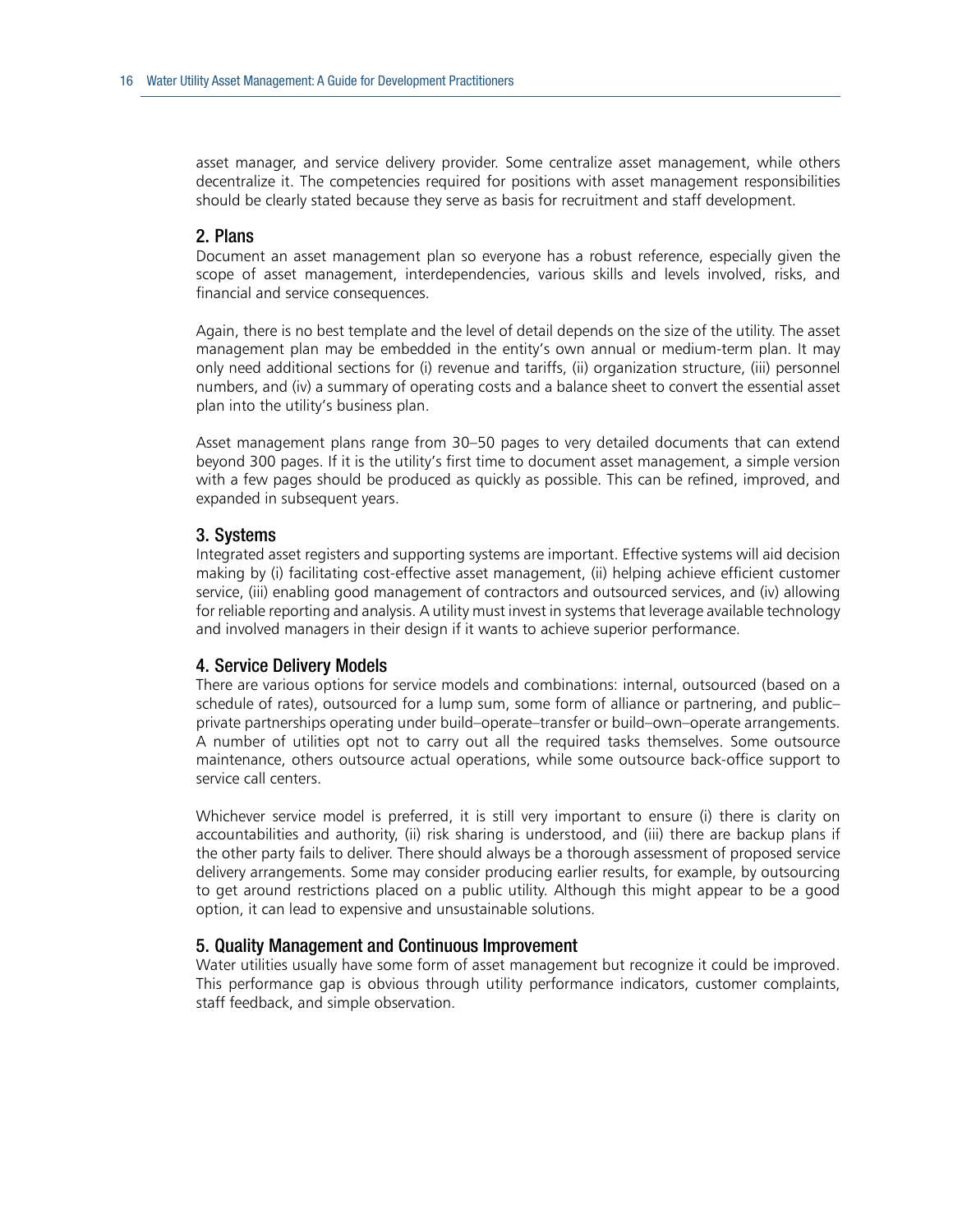asset manager, and service delivery provider. Some centralize asset management, while others decentralize it. The competencies required for positions with asset management responsibilities should be clearly stated because they serve as basis for recruitment and staff development.

### 2. Plans

Document an asset management plan so everyone has a robust reference, especially given the scope of asset management, interdependencies, various skills and levels involved, risks, and financial and service consequences.

Again, there is no best template and the level of detail depends on the size of the utility. The asset management plan may be embedded in the entity's own annual or medium-term plan. It may only need additional sections for (i) revenue and tariffs, (ii) organization structure, (iii) personnel numbers, and (iv) a summary of operating costs and a balance sheet to convert the essential asset plan into the utility's business plan.

Asset management plans range from 30–50 pages to very detailed documents that can extend beyond 300 pages. If it is the utility's first time to document asset management, a simple version with a few pages should be produced as quickly as possible. This can be refined, improved, and expanded in subsequent years.

### 3. Systems

Integrated asset registers and supporting systems are important. Effective systems will aid decision making by (i) facilitating cost-effective asset management, (ii) helping achieve efficient customer service, (iii) enabling good management of contractors and outsourced services, and (iv) allowing for reliable reporting and analysis. A utility must invest in systems that leverage available technology and involved managers in their design if it wants to achieve superior performance.

### 4. Service Delivery Models

There are various options for service models and combinations: internal, outsourced (based on a schedule of rates), outsourced for a lump sum, some form of alliance or partnering, and public–private partnerships operating under build–operate–transfer or build–own–operate arrangements. A number of utilities opt not to carry out all the required tasks themselves. Some outsource maintenance, others outsource actual operations, while some outsource back-office support to service call centers.

Whichever service model is preferred, it is still very important to ensure (i) there is clarity on accountabilities and authority, (ii) risk sharing is understood, and (iii) there are backup plans if the other party fails to deliver. There should always be a thorough assessment of proposed service delivery arrangements. Some may consider producing earlier results, for example, by outsourcing to get around restrictions placed on a public utility. Although this might appear to be a good option, it can lead to expensive and unsustainable solutions.

### 5. Quality Management and Continuous Improvement

Water utilities usually have some form of asset management but recognize it could be improved. This performance gap is obvious through utility performance indicators, customer complaints, staff feedback, and simple observation.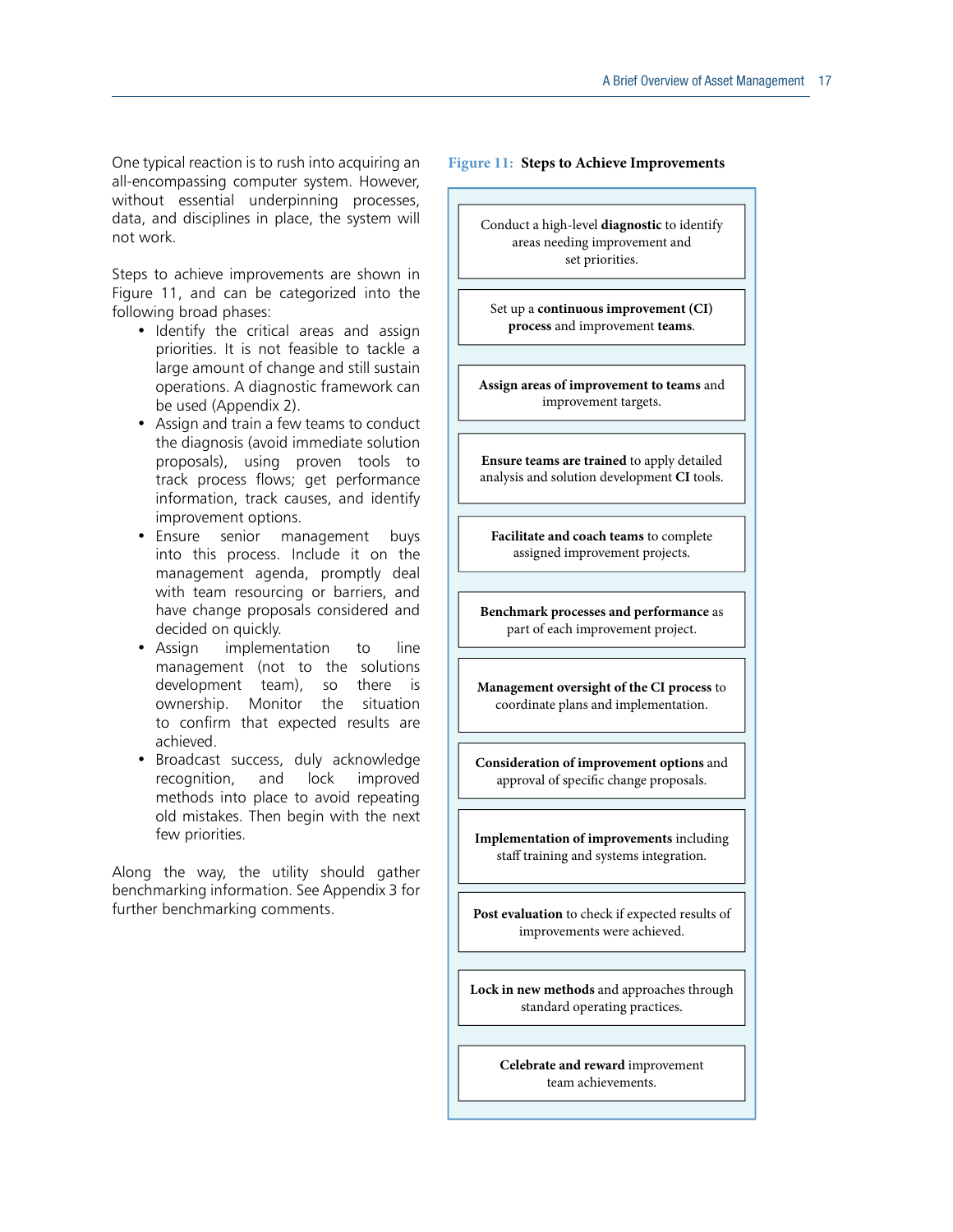One typical reaction is to rush into acquiring an all-encompassing computer system. However, without essential underpinning processes, data, and disciplines in place, the system will not work.

Steps to achieve improvements are shown in Figure 11, and can be categorized into the following broad phases:

- Identify the critical areas and assign priorities. It is not feasible to tackle a large amount of change and still sustain operations. A diagnostic framework can be used (Appendix 2).
- Assign and train a few teams to conduct the diagnosis (avoid immediate solution proposals), using proven tools to track process flows; get performance information, track causes, and identify improvement options.
- Ensure senior management buys into this process. Include it on the management agenda, promptly deal with team resourcing or barriers, and have change proposals considered and decided on quickly.
- Assign implementation to line management (not to the solutions development team), so there is ownership. Monitor the situation to confirm that expected results are achieved.
- Broadcast success, duly acknowledge recognition, and lock improved methods into place to avoid repeating old mistakes. Then begin with the next few priorities.

Along the way, the utility should gather benchmarking information. See Appendix 3 for further benchmarking comments.

**Figure 11: Steps to Achieve Improvements**

- Conduct a high-level **diagnostic** to identify areas needing improvement and set priorities.
- Set up a **continuous improvement (CI) process** and improvement **teams**.
- **Assign areas of improvement to teams** and improvement targets.
- **Ensure teams are trained** to apply detailed analysis and solution development **CI** tools.
- **Facilitate and coach teams** to complete assigned improvement projects.
- **Benchmark processes and performance** as part of each improvement project.
- **Management oversight of the CI process** to coordinate plans and implementation.
- **Consideration of improvement options** and approval of specific change proposals.
- **Implementation of improvements** including staff training and systems integration.
- **Post evaluation** to check if expected results of improvements were achieved.
- **Lock in new methods** and approaches through standard operating practices.
- **Celebrate and reward** improvement team achievements.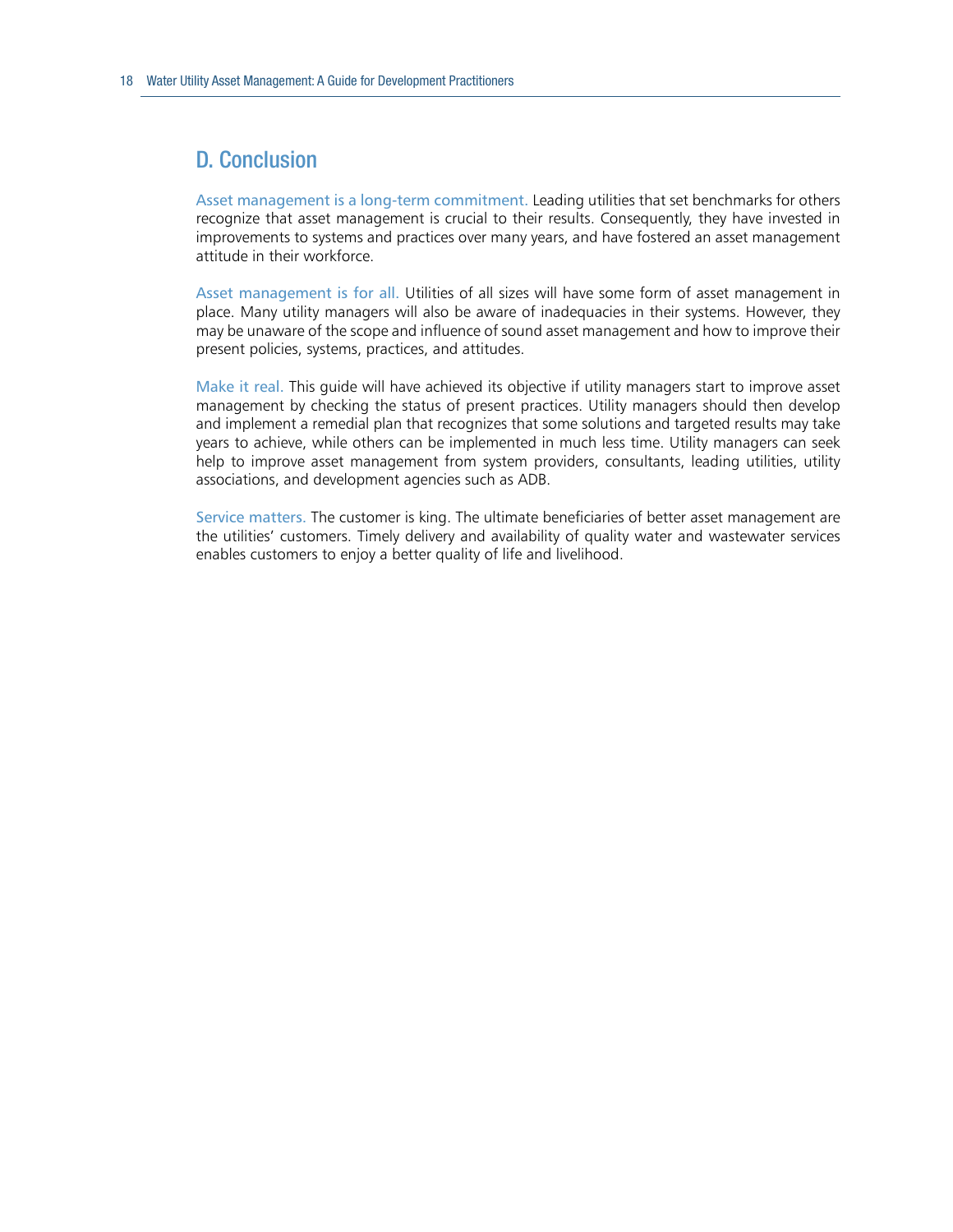## D. Conclusion

Asset management is a long-term commitment. Leading utilities that set benchmarks for others recognize that asset management is crucial to their results. Consequently, they have invested in improvements to systems and practices over many years, and have fostered an asset management attitude in their workforce.

Asset management is for all. Utilities of all sizes will have some form of asset management in place. Many utility managers will also be aware of inadequacies in their systems. However, they may be unaware of the scope and influence of sound asset management and how to improve their present policies, systems, practices, and attitudes.

Make it real. This guide will have achieved its objective if utility managers start to improve asset management by checking the status of present practices. Utility managers should then develop and implement a remedial plan that recognizes that some solutions and targeted results may take years to achieve, while others can be implemented in much less time. Utility managers can seek help to improve asset management from system providers, consultants, leading utilities, utility associations, and development agencies such as ADB.

Service matters. The customer is king. The ultimate beneficiaries of better asset management are the utilities' customers. Timely delivery and availability of quality water and wastewater services enables customers to enjoy a better quality of life and livelihood.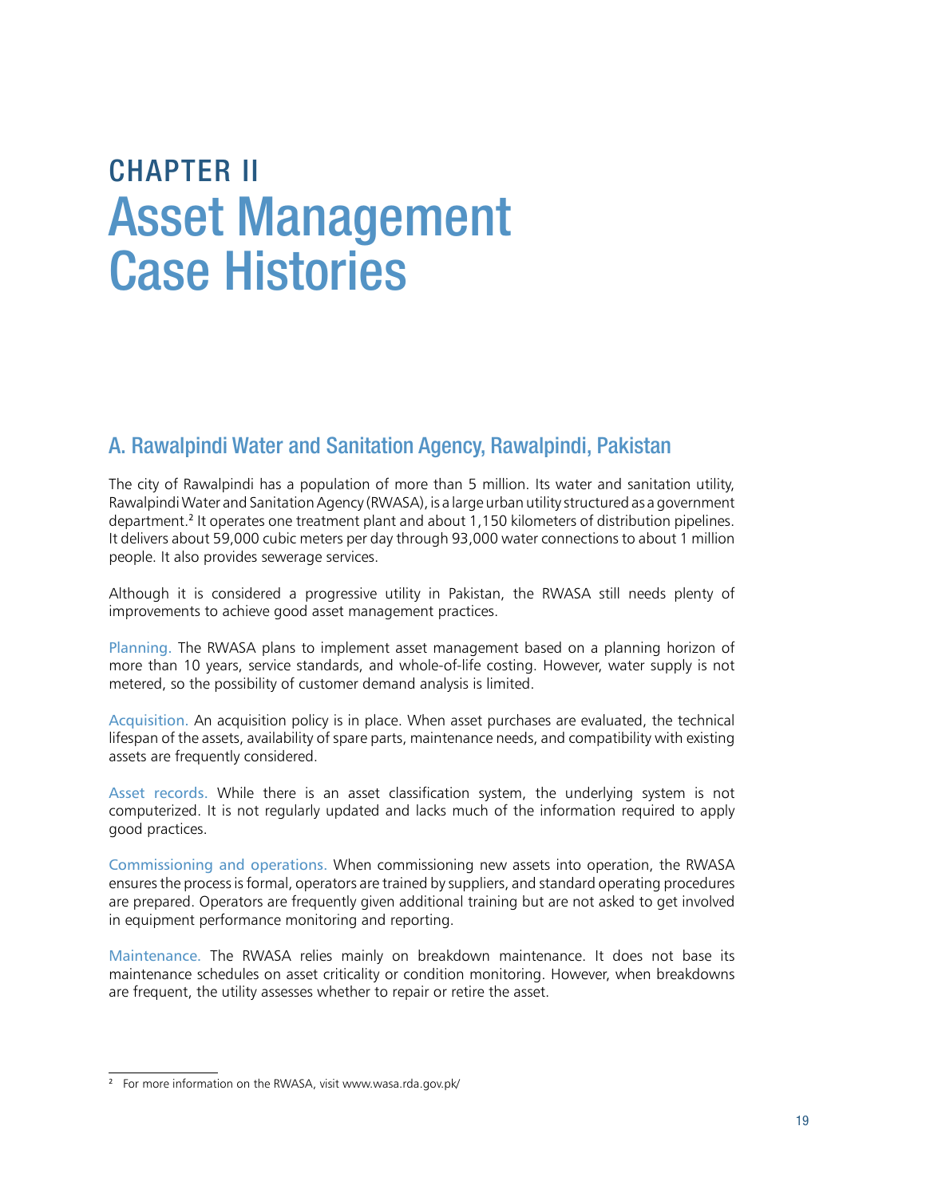# CHAPTER II Asset Management Case Histories

## A. Rawalpindi Water and Sanitation Agency, Rawalpindi, Pakistan

The city of Rawalpindi has a population of more than 5 million. Its water and sanitation utility, Rawalpindi Water and Sanitation Agency (RWASA), is a large urban utility structured as a government department.[2] It operates one treatment plant and about 1,150 kilometers of distribution pipelines. It delivers about 59,000 cubic meters per day through 93,000 water connections to about 1 million people. It also provides sewerage services.

Although it is considered a progressive utility in Pakistan, the RWASA still needs plenty of improvements to achieve good asset management practices.

Planning. The RWASA plans to implement asset management based on a planning horizon of more than 10 years, service standards, and whole-of-life costing. However, water supply is not metered, so the possibility of customer demand analysis is limited.

Acquisition. An acquisition policy is in place. When asset purchases are evaluated, the technical lifespan of the assets, availability of spare parts, maintenance needs, and compatibility with existing assets are frequently considered.

Asset records. While there is an asset classification system, the underlying system is not computerized. It is not regularly updated and lacks much of the information required to apply good practices.

Commissioning and operations. When commissioning new assets into operation, the RWASA ensures the process is formal, operators are trained by suppliers, and standard operating procedures are prepared. Operators are frequently given additional training but are not asked to get involved in equipment performance monitoring and reporting.

Maintenance. The RWASA relies mainly on breakdown maintenance. It does not base its maintenance schedules on asset criticality or condition monitoring. However, when breakdowns are frequent, the utility assesses whether to repair or retire the asset.

[2] For more information on the RWASA, visit www.wasa.rda.gov.pk/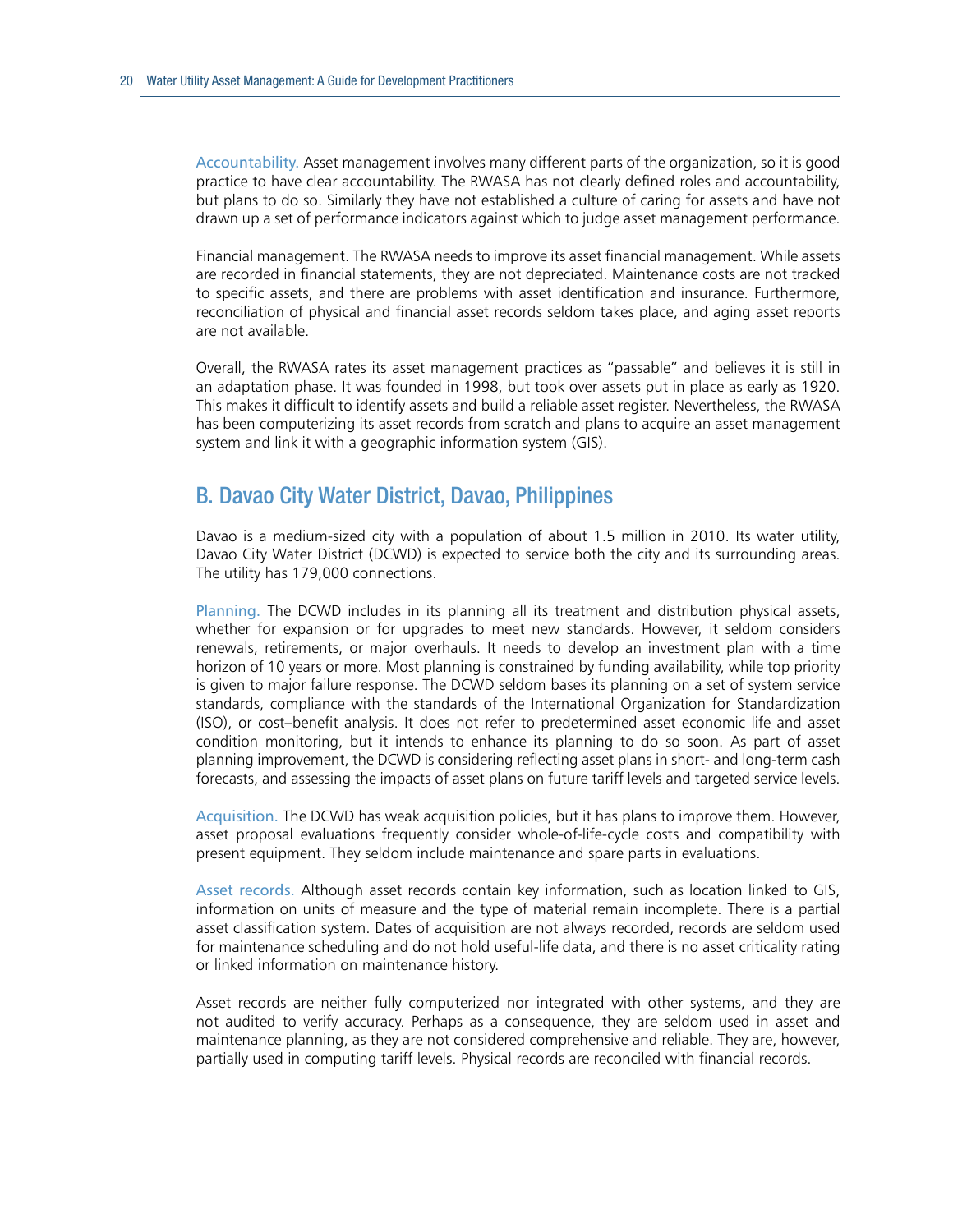Accountability. Asset management involves many different parts of the organization, so it is good practice to have clear accountability. The RWASA has not clearly defined roles and accountability, but plans to do so. Similarly they have not established a culture of caring for assets and have not drawn up a set of performance indicators against which to judge asset management performance.

Financial management. The RWASA needs to improve its asset financial management. While assets are recorded in financial statements, they are not depreciated. Maintenance costs are not tracked to specific assets, and there are problems with asset identification and insurance. Furthermore, reconciliation of physical and financial asset records seldom takes place, and aging asset reports are not available.

Overall, the RWASA rates its asset management practices as "passable" and believes it is still in an adaptation phase. It was founded in 1998, but took over assets put in place as early as 1920. This makes it difficult to identify assets and build a reliable asset register. Nevertheless, the RWASA has been computerizing its asset records from scratch and plans to acquire an asset management system and link it with a geographic information system (GIS).

## B. Davao City Water District, Davao, Philippines

Davao is a medium-sized city with a population of about 1.5 million in 2010. Its water utility, Davao City Water District (DCWD) is expected to service both the city and its surrounding areas. The utility has 179,000 connections.

Planning. The DCWD includes in its planning all its treatment and distribution physical assets, whether for expansion or for upgrades to meet new standards. However, it seldom considers renewals, retirements, or major overhauls. It needs to develop an investment plan with a time horizon of 10 years or more. Most planning is constrained by funding availability, while top priority is given to major failure response. The DCWD seldom bases its planning on a set of system service standards, compliance with the standards of the International Organization for Standardization (ISO), or cost–benefit analysis. It does not refer to predetermined asset economic life and asset condition monitoring, but it intends to enhance its planning to do so soon. As part of asset planning improvement, the DCWD is considering reflecting asset plans in short- and long-term cash forecasts, and assessing the impacts of asset plans on future tariff levels and targeted service levels.

Acquisition. The DCWD has weak acquisition policies, but it has plans to improve them. However, asset proposal evaluations frequently consider whole-of-life-cycle costs and compatibility with present equipment. They seldom include maintenance and spare parts in evaluations.

Asset records. Although asset records contain key information, such as location linked to GIS, information on units of measure and the type of material remain incomplete. There is a partial asset classification system. Dates of acquisition are not always recorded, records are seldom used for maintenance scheduling and do not hold useful-life data, and there is no asset criticality rating or linked information on maintenance history.

Asset records are neither fully computerized nor integrated with other systems, and they are not audited to verify accuracy. Perhaps as a consequence, they are seldom used in asset and maintenance planning, as they are not considered comprehensive and reliable. They are, however, partially used in computing tariff levels. Physical records are reconciled with financial records.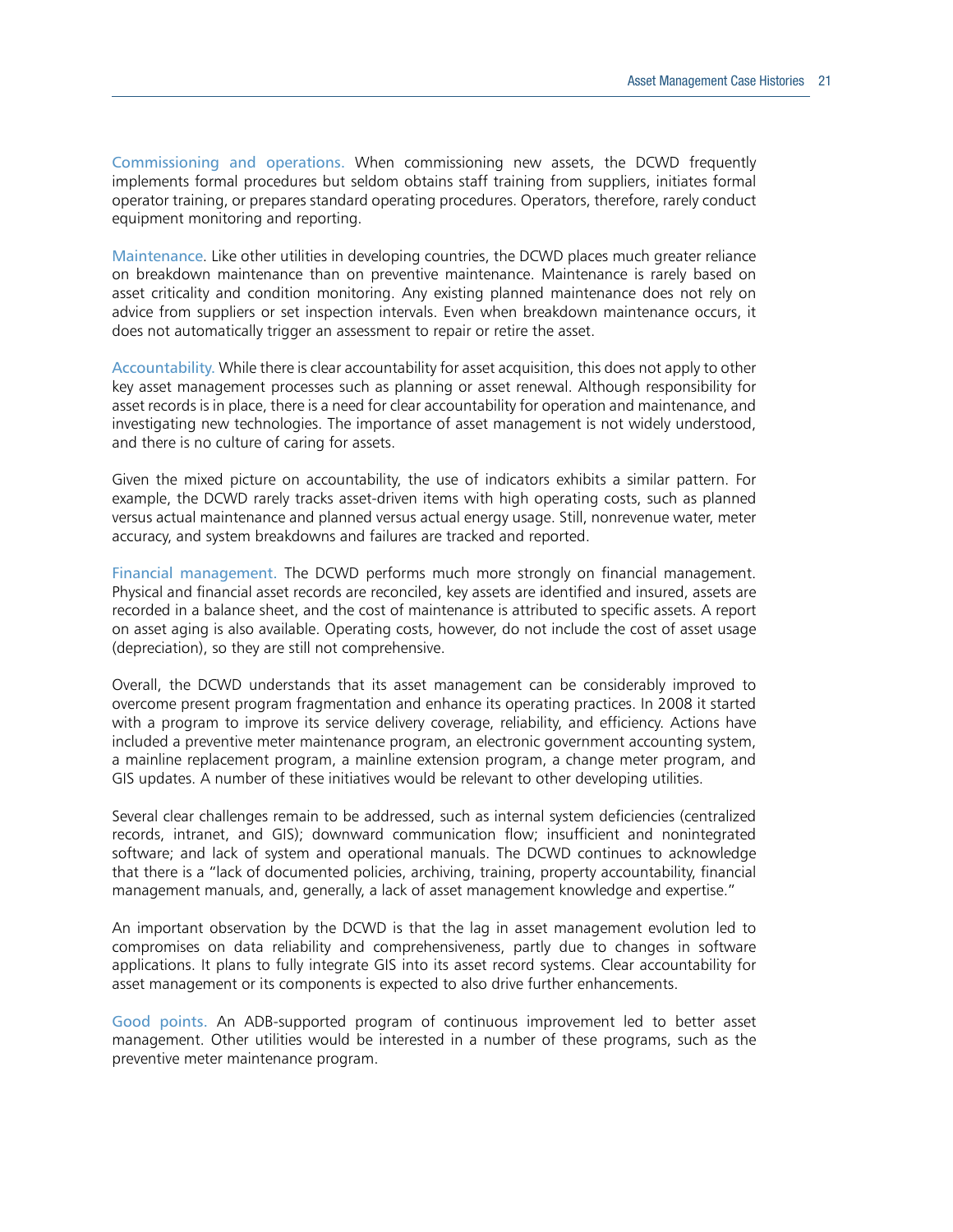**Commissioning and operations.** When commissioning new assets, the DCWD frequently implements formal procedures but seldom obtains staff training from suppliers, initiates formal operator training, or prepares standard operating procedures. Operators, therefore, rarely conduct equipment monitoring and reporting.

**Maintenance.** Like other utilities in developing countries, the DCWD places much greater reliance on breakdown maintenance than on preventive maintenance. Maintenance is rarely based on asset criticality and condition monitoring. Any existing planned maintenance does not rely on advice from suppliers or set inspection intervals. Even when breakdown maintenance occurs, it does not automatically trigger an assessment to repair or retire the asset.

**Accountability.** While there is clear accountability for asset acquisition, this does not apply to other key asset management processes such as planning or asset renewal. Although responsibility for asset records is in place, there is a need for clear accountability for operation and maintenance, and investigating new technologies. The importance of asset management is not widely understood, and there is no culture of caring for assets.

Given the mixed picture on accountability, the use of indicators exhibits a similar pattern. For example, the DCWD rarely tracks asset-driven items with high operating costs, such as planned versus actual maintenance and planned versus actual energy usage. Still, nonrevenue water, meter accuracy, and system breakdowns and failures are tracked and reported.

**Financial management.** The DCWD performs much more strongly on financial management. Physical and financial asset records are reconciled, key assets are identified and insured, assets are recorded in a balance sheet, and the cost of maintenance is attributed to specific assets. A report on asset aging is also available. Operating costs, however, do not include the cost of asset usage (depreciation), so they are still not comprehensive.

Overall, the DCWD understands that its asset management can be considerably improved to overcome present program fragmentation and enhance its operating practices. In 2008 it started with a program to improve its service delivery coverage, reliability, and efficiency. Actions have included a preventive meter maintenance program, an electronic government accounting system, a mainline replacement program, a mainline extension program, a change meter program, and GIS updates. A number of these initiatives would be relevant to other developing utilities.

Several clear challenges remain to be addressed, such as internal system deficiencies (centralized records, intranet, and GIS); downward communication flow; insufficient and nonintegrated software; and lack of system and operational manuals. The DCWD continues to acknowledge that there is a "lack of documented policies, archiving, training, property accountability, financial management manuals, and, generally, a lack of asset management knowledge and expertise."

An important observation by the DCWD is that the lag in asset management evolution led to compromises on data reliability and comprehensiveness, partly due to changes in software applications. It plans to fully integrate GIS into its asset record systems. Clear accountability for asset management or its components is expected to also drive further enhancements.

**Good points.** An ADB-supported program of continuous improvement led to better asset management. Other utilities would be interested in a number of these programs, such as the preventive meter maintenance program.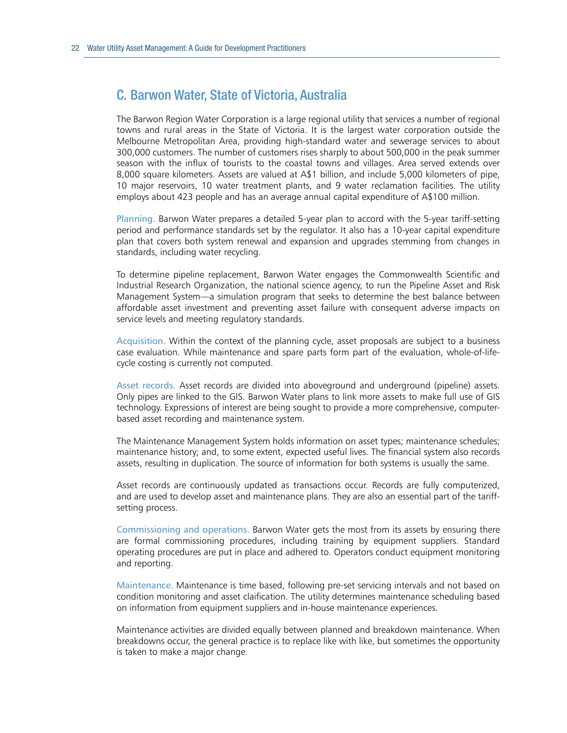## C. Barwon Water, State of Victoria, Australia

The Barwon Region Water Corporation is a large regional utility that services a number of regional towns and rural areas in the State of Victoria. It is the largest water corporation outside the Melbourne Metropolitan Area, providing high-standard water and sewerage services to about 300,000 customers. The number of customers rises sharply to about 500,000 in the peak summer season with the influx of tourists to the coastal towns and villages. Area served extends over 8,000 square kilometers. Assets are valued at A$1 billion, and include 5,000 kilometers of pipe, 10 major reservoirs, 10 water treatment plants, and 9 water reclamation facilities. The utility employs about 423 people and has an average annual capital expenditure of A$100 million.

Planning. Barwon Water prepares a detailed 5-year plan to accord with the 5-year tariff-setting period and performance standards set by the regulator. It also has a 10-year capital expenditure plan that covers both system renewal and expansion and upgrades stemming from changes in standards, including water recycling.

To determine pipeline replacement, Barwon Water engages the Commonwealth Scientific and Industrial Research Organization, the national science agency, to run the Pipeline Asset and Risk Management System—a simulation program that seeks to determine the best balance between affordable asset investment and preventing asset failure with consequent adverse impacts on service levels and meeting regulatory standards.

Acquisition. Within the context of the planning cycle, asset proposals are subject to a business case evaluation. While maintenance and spare parts form part of the evaluation, whole-of-life-cycle costing is currently not computed.

Asset records. Asset records are divided into aboveground and underground (pipeline) assets. Only pipes are linked to the GIS. Barwon Water plans to link more assets to make full use of GIS technology. Expressions of interest are being sought to provide a more comprehensive, computer-based asset recording and maintenance system.

The Maintenance Management System holds information on asset types; maintenance schedules; maintenance history; and, to some extent, expected useful lives. The financial system also records assets, resulting in duplication. The source of information for both systems is usually the same.

Asset records are continuously updated as transactions occur. Records are fully computerized, and are used to develop asset and maintenance plans. They are also an essential part of the tariff-setting process.

Commissioning and operations. Barwon Water gets the most from its assets by ensuring there are formal commissioning procedures, including training by equipment suppliers. Standard operating procedures are put in place and adhered to. Operators conduct equipment monitoring and reporting.

Maintenance. Maintenance is time based, following pre-set servicing intervals and not based on condition monitoring and asset claification. The utility determines maintenance scheduling based on information from equipment suppliers and in-house maintenance experiences.

Maintenance activities are divided equally between planned and breakdown maintenance. When breakdowns occur, the general practice is to replace like with like, but sometimes the opportunity is taken to make a major change.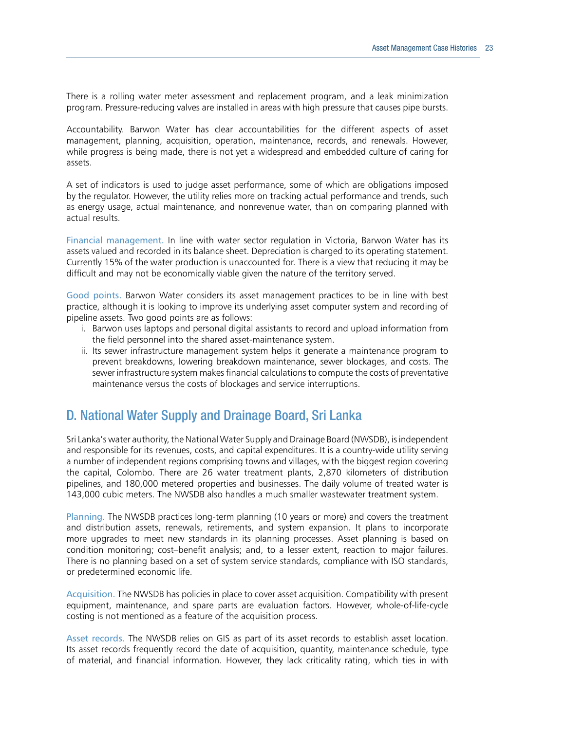There is a rolling water meter assessment and replacement program, and a leak minimization program. Pressure-reducing valves are installed in areas with high pressure that causes pipe bursts.

Accountability. Barwon Water has clear accountabilities for the different aspects of asset management, planning, acquisition, operation, maintenance, records, and renewals. However, while progress is being made, there is not yet a widespread and embedded culture of caring for assets.

A set of indicators is used to judge asset performance, some of which are obligations imposed by the regulator. However, the utility relies more on tracking actual performance and trends, such as energy usage, actual maintenance, and nonrevenue water, than on comparing planned with actual results.

Financial management. In line with water sector regulation in Victoria, Barwon Water has its assets valued and recorded in its balance sheet. Depreciation is charged to its operating statement. Currently 15% of the water production is unaccounted for. There is a view that reducing it may be difficult and may not be economically viable given the nature of the territory served.

Good points. Barwon Water considers its asset management practices to be in line with best practice, although it is looking to improve its underlying asset computer system and recording of pipeline assets. Two good points are as follows:

i. Barwon uses laptops and personal digital assistants to record and upload information from the field personnel into the shared asset-maintenance system.
ii. Its sewer infrastructure management system helps it generate a maintenance program to prevent breakdowns, lowering breakdown maintenance, sewer blockages, and costs. The sewer infrastructure system makes financial calculations to compute the costs of preventative maintenance versus the costs of blockages and service interruptions.

## D. National Water Supply and Drainage Board, Sri Lanka

Sri Lanka's water authority, the National Water Supply and Drainage Board (NWSDB), is independent and responsible for its revenues, costs, and capital expenditures. It is a country-wide utility serving a number of independent regions comprising towns and villages, with the biggest region covering the capital, Colombo. There are 26 water treatment plants, 2,870 kilometers of distribution pipelines, and 180,000 metered properties and businesses. The daily volume of treated water is 143,000 cubic meters. The NWSDB also handles a much smaller wastewater treatment system.

Planning. The NWSDB practices long-term planning (10 years or more) and covers the treatment and distribution assets, renewals, retirements, and system expansion. It plans to incorporate more upgrades to meet new standards in its planning processes. Asset planning is based on condition monitoring; cost–benefit analysis; and, to a lesser extent, reaction to major failures. There is no planning based on a set of system service standards, compliance with ISO standards, or predetermined economic life.

Acquisition. The NWSDB has policies in place to cover asset acquisition. Compatibility with present equipment, maintenance, and spare parts are evaluation factors. However, whole-of-life-cycle costing is not mentioned as a feature of the acquisition process.

Asset records. The NWSDB relies on GIS as part of its asset records to establish asset location. Its asset records frequently record the date of acquisition, quantity, maintenance schedule, type of material, and financial information. However, they lack criticality rating, which ties in with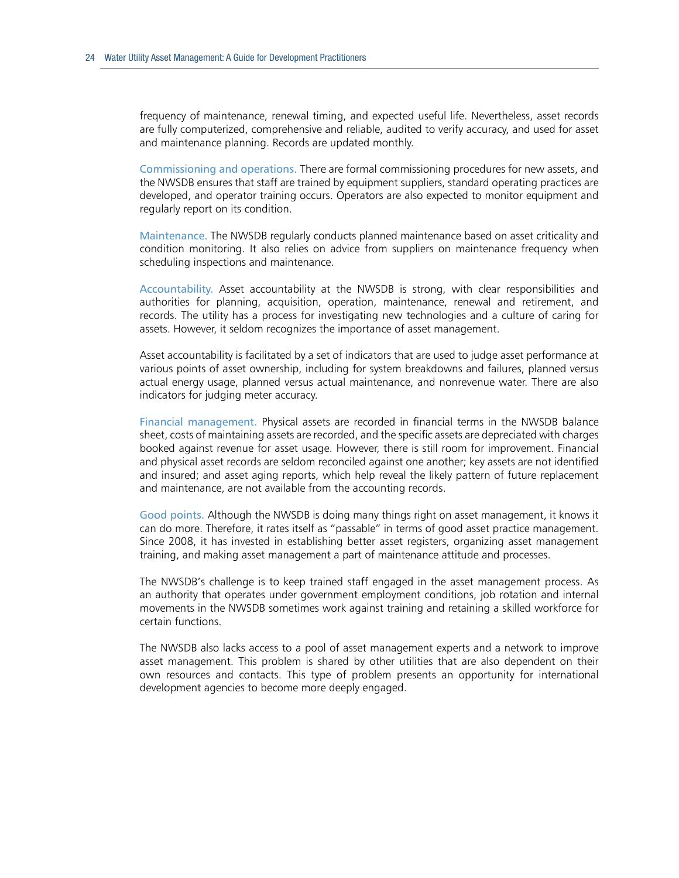frequency of maintenance, renewal timing, and expected useful life. Nevertheless, asset records are fully computerized, comprehensive and reliable, audited to verify accuracy, and used for asset and maintenance planning. Records are updated monthly.

Commissioning and operations. There are formal commissioning procedures for new assets, and the NWSDB ensures that staff are trained by equipment suppliers, standard operating practices are developed, and operator training occurs. Operators are also expected to monitor equipment and regularly report on its condition.

Maintenance. The NWSDB regularly conducts planned maintenance based on asset criticality and condition monitoring. It also relies on advice from suppliers on maintenance frequency when scheduling inspections and maintenance.

Accountability. Asset accountability at the NWSDB is strong, with clear responsibilities and authorities for planning, acquisition, operation, maintenance, renewal and retirement, and records. The utility has a process for investigating new technologies and a culture of caring for assets. However, it seldom recognizes the importance of asset management.

Asset accountability is facilitated by a set of indicators that are used to judge asset performance at various points of asset ownership, including for system breakdowns and failures, planned versus actual energy usage, planned versus actual maintenance, and nonrevenue water. There are also indicators for judging meter accuracy.

Financial management. Physical assets are recorded in financial terms in the NWSDB balance sheet, costs of maintaining assets are recorded, and the specific assets are depreciated with charges booked against revenue for asset usage. However, there is still room for improvement. Financial and physical asset records are seldom reconciled against one another; key assets are not identified and insured; and asset aging reports, which help reveal the likely pattern of future replacement and maintenance, are not available from the accounting records.

Good points. Although the NWSDB is doing many things right on asset management, it knows it can do more. Therefore, it rates itself as "passable" in terms of good asset practice management. Since 2008, it has invested in establishing better asset registers, organizing asset management training, and making asset management a part of maintenance attitude and processes.

The NWSDB's challenge is to keep trained staff engaged in the asset management process. As an authority that operates under government employment conditions, job rotation and internal movements in the NWSDB sometimes work against training and retaining a skilled workforce for certain functions.

The NWSDB also lacks access to a pool of asset management experts and a network to improve asset management. This problem is shared by other utilities that are also dependent on their own resources and contacts. This type of problem presents an opportunity for international development agencies to become more deeply engaged.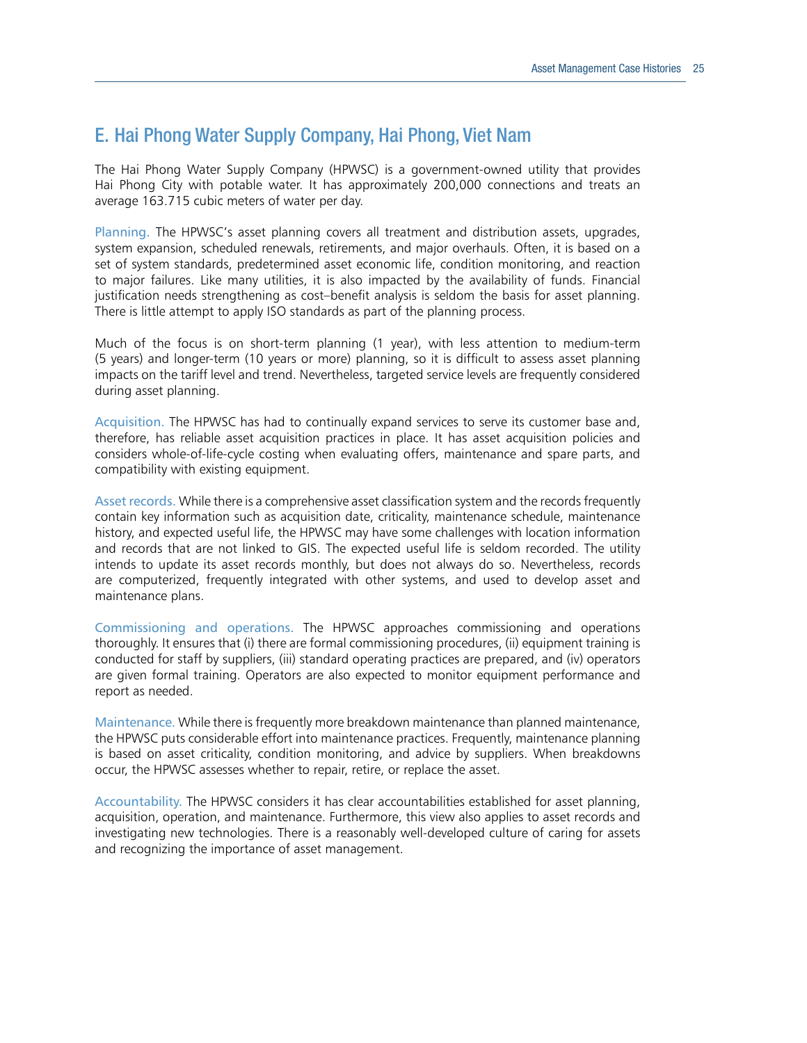## E. Hai Phong Water Supply Company, Hai Phong, Viet Nam

The Hai Phong Water Supply Company (HPWSC) is a government-owned utility that provides Hai Phong City with potable water. It has approximately 200,000 connections and treats an average 163.715 cubic meters of water per day.

Planning. The HPWSC's asset planning covers all treatment and distribution assets, upgrades, system expansion, scheduled renewals, retirements, and major overhauls. Often, it is based on a set of system standards, predetermined asset economic life, condition monitoring, and reaction to major failures. Like many utilities, it is also impacted by the availability of funds. Financial justification needs strengthening as cost–benefit analysis is seldom the basis for asset planning. There is little attempt to apply ISO standards as part of the planning process.

Much of the focus is on short-term planning (1 year), with less attention to medium-term (5 years) and longer-term (10 years or more) planning, so it is difficult to assess asset planning impacts on the tariff level and trend. Nevertheless, targeted service levels are frequently considered during asset planning.

Acquisition. The HPWSC has had to continually expand services to serve its customer base and, therefore, has reliable asset acquisition practices in place. It has asset acquisition policies and considers whole-of-life-cycle costing when evaluating offers, maintenance and spare parts, and compatibility with existing equipment.

Asset records. While there is a comprehensive asset classification system and the records frequently contain key information such as acquisition date, criticality, maintenance schedule, maintenance history, and expected useful life, the HPWSC may have some challenges with location information and records that are not linked to GIS. The expected useful life is seldom recorded. The utility intends to update its asset records monthly, but does not always do so. Nevertheless, records are computerized, frequently integrated with other systems, and used to develop asset and maintenance plans.

Commissioning and operations. The HPWSC approaches commissioning and operations thoroughly. It ensures that (i) there are formal commissioning procedures, (ii) equipment training is conducted for staff by suppliers, (iii) standard operating practices are prepared, and (iv) operators are given formal training. Operators are also expected to monitor equipment performance and report as needed.

Maintenance. While there is frequently more breakdown maintenance than planned maintenance, the HPWSC puts considerable effort into maintenance practices. Frequently, maintenance planning is based on asset criticality, condition monitoring, and advice by suppliers. When breakdowns occur, the HPWSC assesses whether to repair, retire, or replace the asset.

Accountability. The HPWSC considers it has clear accountabilities established for asset planning, acquisition, operation, and maintenance. Furthermore, this view also applies to asset records and investigating new technologies. There is a reasonably well-developed culture of caring for assets and recognizing the importance of asset management.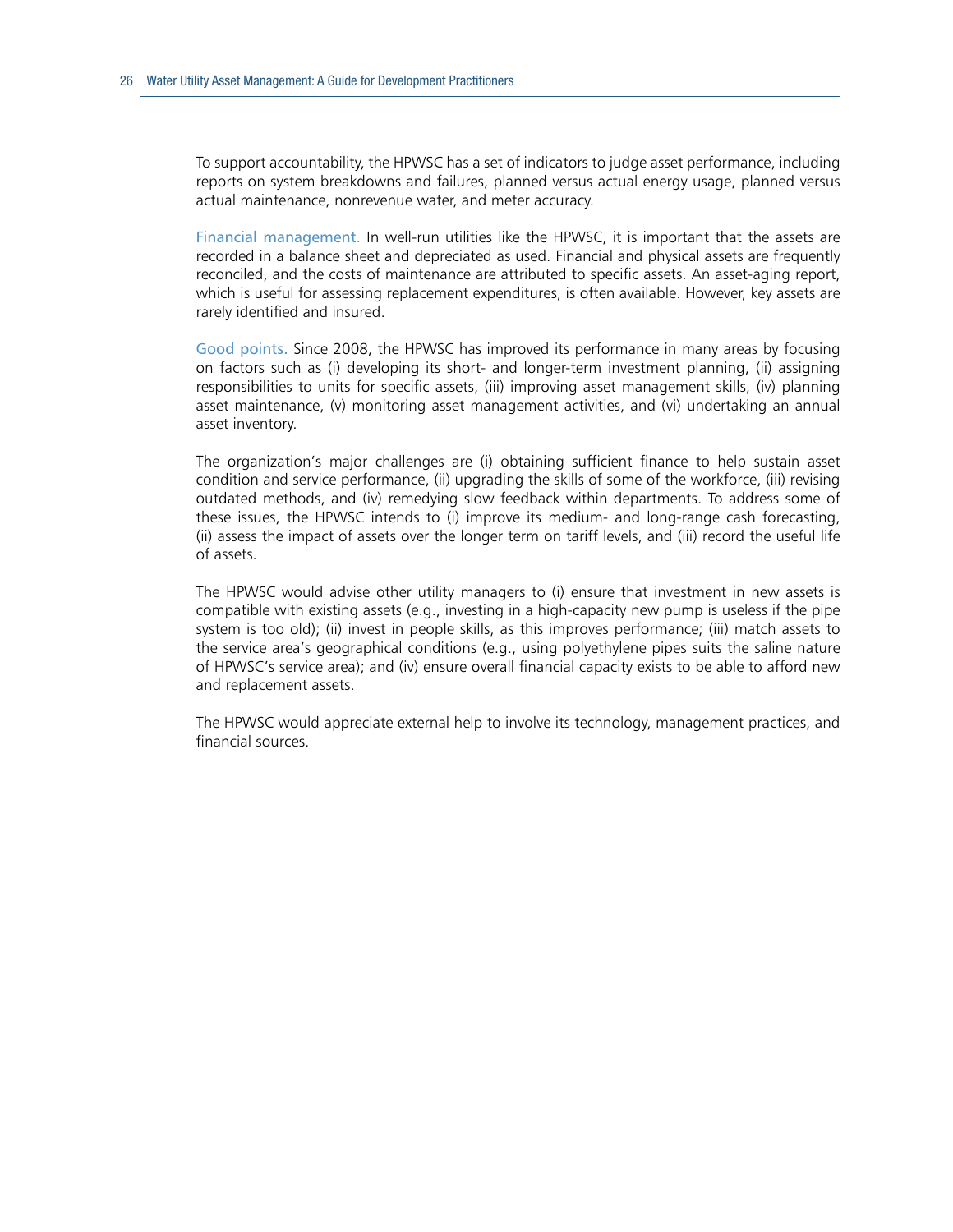To support accountability, the HPWSC has a set of indicators to judge asset performance, including reports on system breakdowns and failures, planned versus actual energy usage, planned versus actual maintenance, nonrevenue water, and meter accuracy.

Financial management. In well-run utilities like the HPWSC, it is important that the assets are recorded in a balance sheet and depreciated as used. Financial and physical assets are frequently reconciled, and the costs of maintenance are attributed to specific assets. An asset-aging report, which is useful for assessing replacement expenditures, is often available. However, key assets are rarely identified and insured.

Good points. Since 2008, the HPWSC has improved its performance in many areas by focusing on factors such as (i) developing its short- and longer-term investment planning, (ii) assigning responsibilities to units for specific assets, (iii) improving asset management skills, (iv) planning asset maintenance, (v) monitoring asset management activities, and (vi) undertaking an annual asset inventory.

The organization's major challenges are (i) obtaining sufficient finance to help sustain asset condition and service performance, (ii) upgrading the skills of some of the workforce, (iii) revising outdated methods, and (iv) remedying slow feedback within departments. To address some of these issues, the HPWSC intends to (i) improve its medium- and long-range cash forecasting, (ii) assess the impact of assets over the longer term on tariff levels, and (iii) record the useful life of assets.

The HPWSC would advise other utility managers to (i) ensure that investment in new assets is compatible with existing assets (e.g., investing in a high-capacity new pump is useless if the pipe system is too old); (ii) invest in people skills, as this improves performance; (iii) match assets to the service area's geographical conditions (e.g., using polyethylene pipes suits the saline nature of HPWSC's service area); and (iv) ensure overall financial capacity exists to be able to afford new and replacement assets.

The HPWSC would appreciate external help to involve its technology, management practices, and financial sources.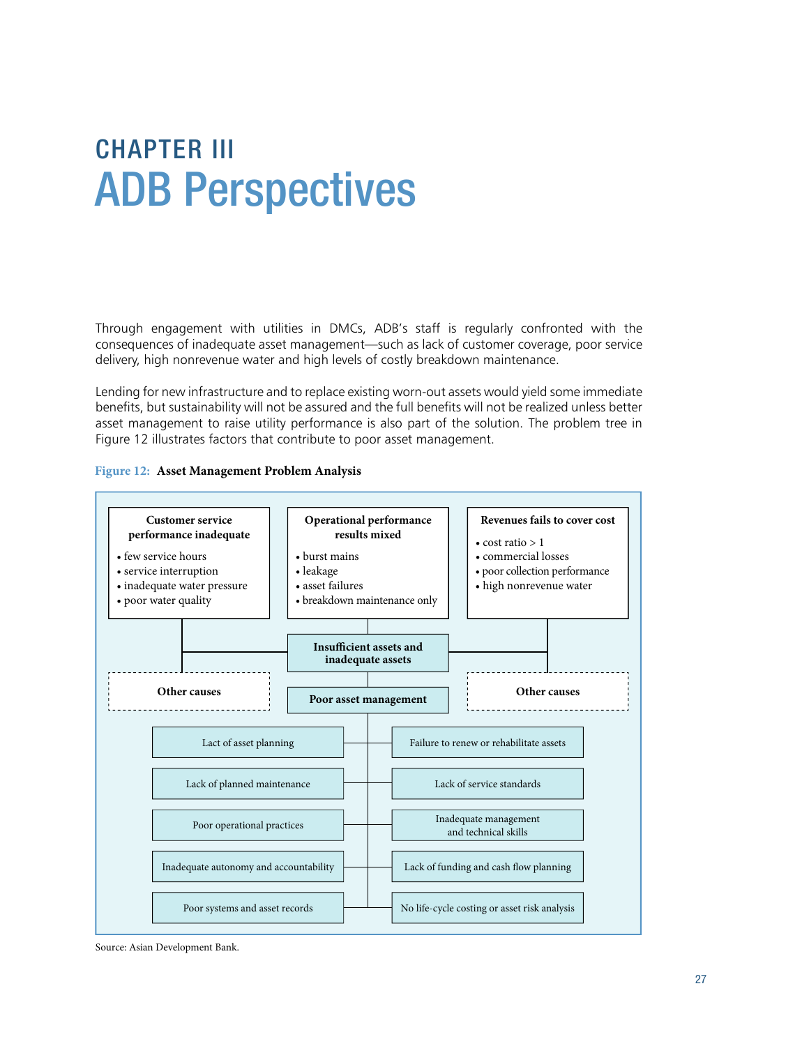# CHAPTER III
# ADB Perspectives

Through engagement with utilities in DMCs, ADB's staff is regularly confronted with the consequences of inadequate asset management—such as lack of customer coverage, poor service delivery, high nonrevenue water and high levels of costly breakdown maintenance.

Lending for new infrastructure and to replace existing worn-out assets would yield some immediate benefits, but sustainability will not be assured and the full benefits will not be realized unless better asset management to raise utility performance is also part of the solution. The problem tree in Figure 12 illustrates factors that contribute to poor asset management.

**Figure 12: Asset Management Problem Analysis**

**Customer service performance inadequate**
- few service hours
- service interruption
- inadequate water pressure
- poor water quality

**Operational performance results mixed**
- burst mains
- leakage
- asset failures
- breakdown maintenance only

**Revenues fails to cover cost**
- cost ratio > 1
- commercial losses
- poor collection performance
- high nonrevenue water

**Insufficient assets and inadequate assets**

**Other causes**

**Other causes**

**Poor asset management**

- Lact of asset planning
- Failure to renew or rehabilitate assets
- Lack of planned maintenance
- Lack of service standards
- Poor operational practices
- Inadequate management and technical skills
- Inadequate autonomy and accountability
- Lack of funding and cash flow planning
- Poor systems and asset records
- No life-cycle costing or asset risk analysis

Source: Asian Development Bank.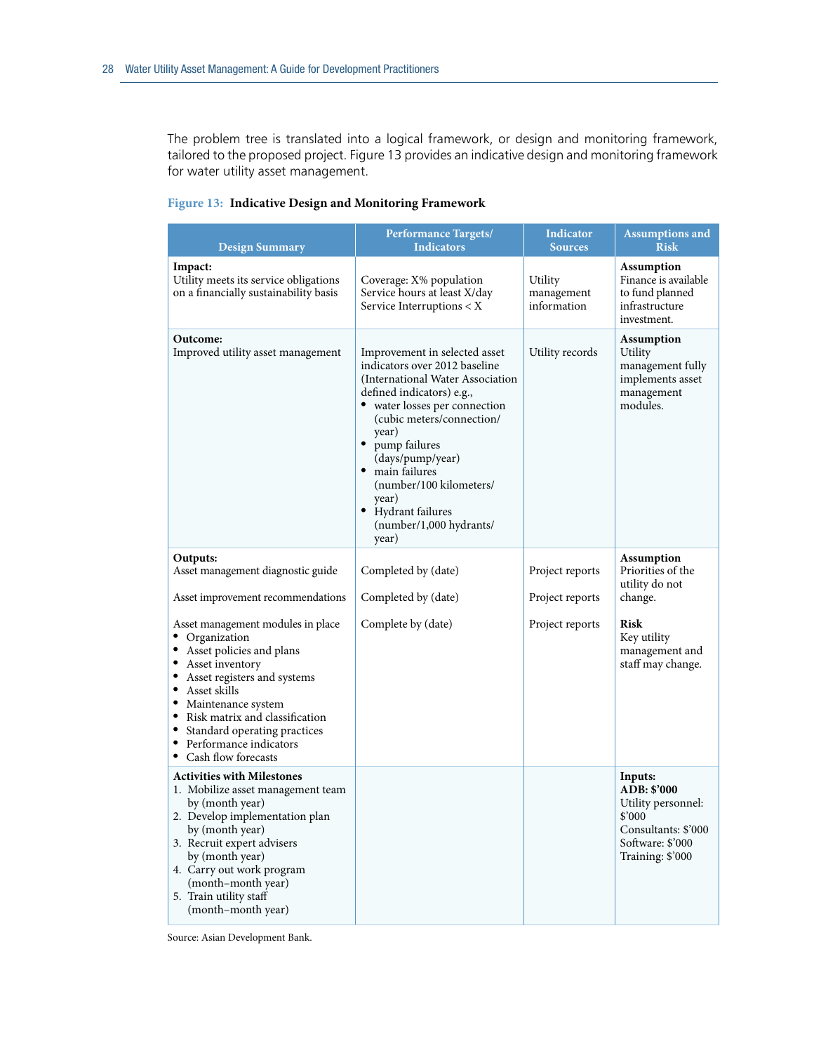The problem tree is translated into a logical framework, or design and monitoring framework, tailored to the proposed project. Figure 13 provides an indicative design and monitoring framework for water utility asset management.

**Figure 13: Indicative Design and Monitoring Framework**

| Design Summary | Performance Targets/ Indicators | Indicator Sources | Assumptions and Risk |
|---|---|---|---|
| **Impact:**<br>Utility meets its service obligations on a financially sustainability basis | Coverage: X% population<br>Service hours at least X/day<br>Service Interruptions < X | Utility management information | **Assumption**<br>Finance is available to fund planned infrastructure investment. |
| **Outcome:**<br>Improved utility asset management | Improvement in selected asset indicators over 2012 baseline (International Water Association defined indicators) e.g.,<br>• water losses per connection (cubic meters/connection/ year)<br>• pump failures (days/pump/year)<br>• main failures (number/100 kilometers/ year)<br>• Hydrant failures (number/1,000 hydrants/ year) | Utility records | **Assumption**<br>Utility management fully implements asset management modules. |
| **Outputs:**<br>Asset management diagnostic guide<br><br>Asset improvement recommendations<br><br>Asset management modules in place<br>• Organization<br>• Asset policies and plans<br>• Asset inventory<br>• Asset registers and systems<br>• Asset skills<br>• Maintenance system<br>• Risk matrix and classification<br>• Standard operating practices<br>• Performance indicators<br>• Cash flow forecasts | Completed by (date)<br><br>Completed by (date)<br><br>Complete by (date) | Project reports<br><br>Project reports<br><br>Project reports | **Assumption**<br>Priorities of the utility do not change.<br><br>**Risk**<br>Key utility management and staff may change. |
| **Activities with Milestones**<br>1. Mobilize asset management team by (month year)<br>2. Develop implementation plan by (month year)<br>3. Recruit expert advisers by (month year)<br>4. Carry out work program (month–month year)<br>5. Train utility staff (month–month year) | | | **Inputs:**<br>**ADB: $'000**<br>Utility personnel: $'000<br>Consultants: $'000<br>Software: $'000<br>Training: $'000 |

Source: Asian Development Bank.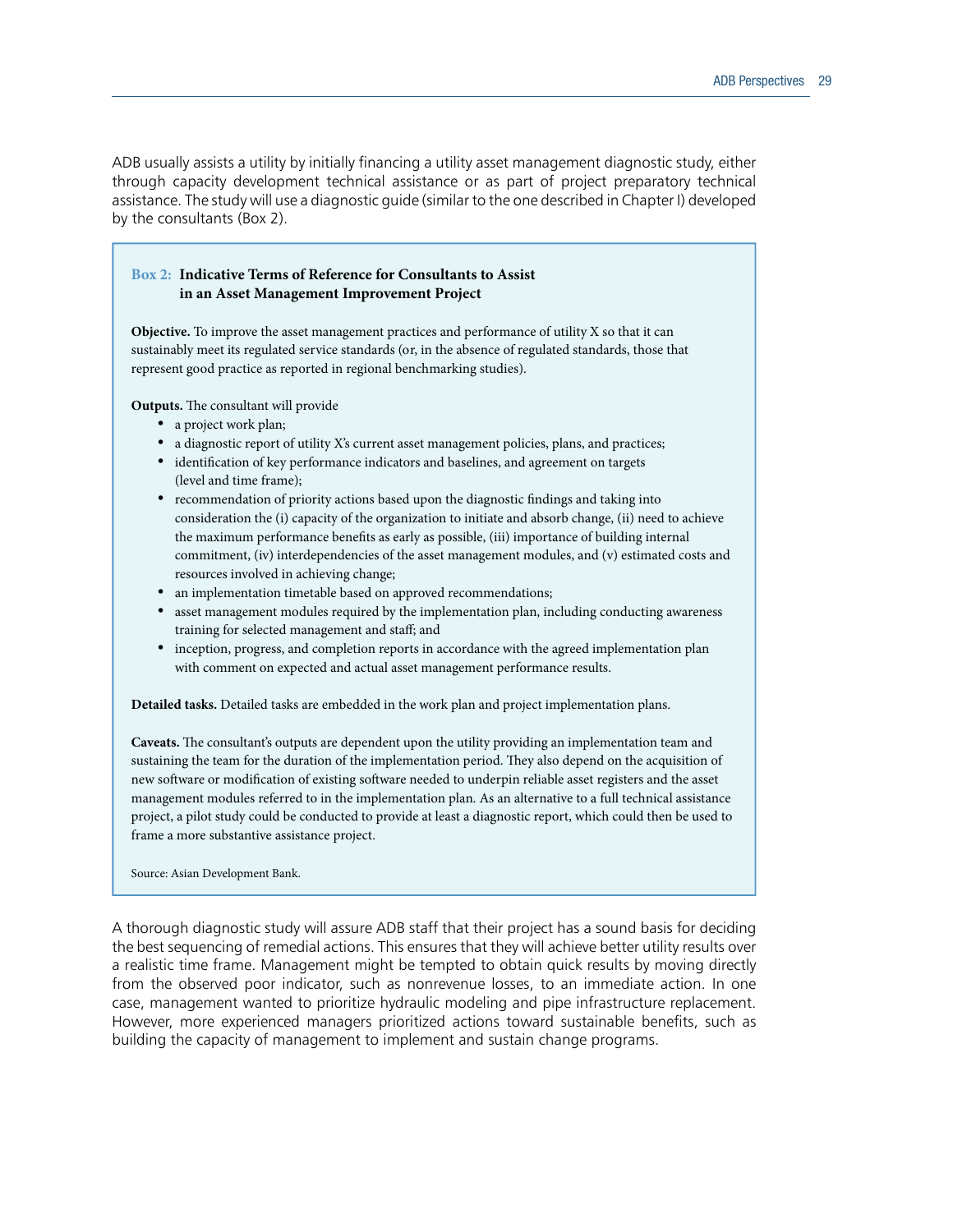ADB usually assists a utility by initially financing a utility asset management diagnostic study, either through capacity development technical assistance or as part of project preparatory technical assistance. The study will use a diagnostic guide (similar to the one described in Chapter I) developed by the consultants (Box 2).

> **Box 2: Indicative Terms of Reference for Consultants to Assist in an Asset Management Improvement Project**
>
> **Objective.** To improve the asset management practices and performance of utility X so that it can sustainably meet its regulated service standards (or, in the absence of regulated standards, those that represent good practice as reported in regional benchmarking studies).
>
> **Outputs.** The consultant will provide
>
> - a project work plan;
> - a diagnostic report of utility X's current asset management policies, plans, and practices;
> - identification of key performance indicators and baselines, and agreement on targets (level and time frame);
> - recommendation of priority actions based upon the diagnostic findings and taking into consideration the (i) capacity of the organization to initiate and absorb change, (ii) need to achieve the maximum performance benefits as early as possible, (iii) importance of building internal commitment, (iv) interdependencies of the asset management modules, and (v) estimated costs and resources involved in achieving change;
> - an implementation timetable based on approved recommendations;
> - asset management modules required by the implementation plan, including conducting awareness training for selected management and staff; and
> - inception, progress, and completion reports in accordance with the agreed implementation plan with comment on expected and actual asset management performance results.
>
> **Detailed tasks.** Detailed tasks are embedded in the work plan and project implementation plans.
>
> **Caveats.** The consultant's outputs are dependent upon the utility providing an implementation team and sustaining the team for the duration of the implementation period. They also depend on the acquisition of new software or modification of existing software needed to underpin reliable asset registers and the asset management modules referred to in the implementation plan. As an alternative to a full technical assistance project, a pilot study could be conducted to provide at least a diagnostic report, which could then be used to frame a more substantive assistance project.
>
> Source: Asian Development Bank.

A thorough diagnostic study will assure ADB staff that their project has a sound basis for deciding the best sequencing of remedial actions. This ensures that they will achieve better utility results over a realistic time frame. Management might be tempted to obtain quick results by moving directly from the observed poor indicator, such as nonrevenue losses, to an immediate action. In one case, management wanted to prioritize hydraulic modeling and pipe infrastructure replacement. However, more experienced managers prioritized actions toward sustainable benefits, such as building the capacity of management to implement and sustain change programs.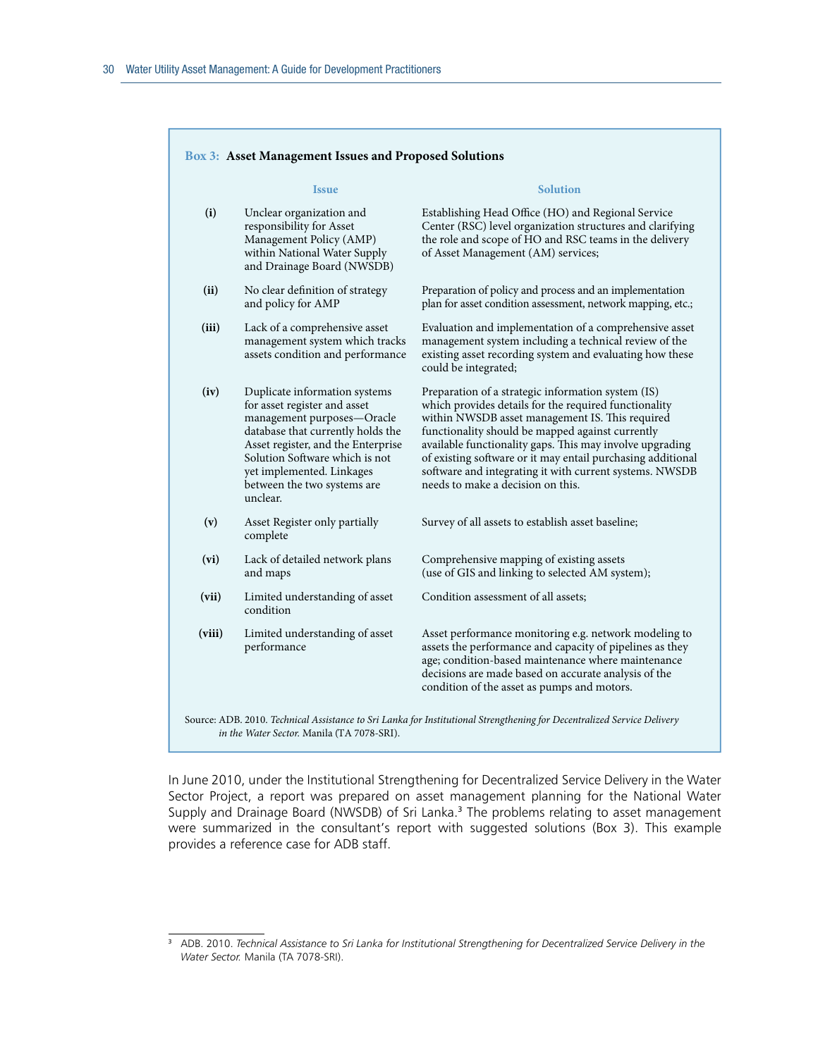**Box 3: Asset Management Issues and Proposed Solutions**

| | Issue | Solution |
|---|---|---|
| (i) | Unclear organization and responsibility for Asset Management Policy (AMP) within National Water Supply and Drainage Board (NWSDB) | Establishing Head Office (HO) and Regional Service Center (RSC) level organization structures and clarifying the role and scope of HO and RSC teams in the delivery of Asset Management (AM) services; |
| (ii) | No clear definition of strategy and policy for AMP | Preparation of policy and process and an implementation plan for asset condition assessment, network mapping, etc.; |
| (iii) | Lack of a comprehensive asset management system which tracks assets condition and performance | Evaluation and implementation of a comprehensive asset management system including a technical review of the existing asset recording system and evaluating how these could be integrated; |
| (iv) | Duplicate information systems for asset register and asset management purposes—Oracle database that currently holds the Asset register, and the Enterprise Solution Software which is not yet implemented. Linkages between the two systems are unclear. | Preparation of a strategic information system (IS) which provides details for the required functionality within NWSDB asset management IS. This required functionality should be mapped against currently available functionality gaps. This may involve upgrading of existing software or it may entail purchasing additional software and integrating it with current systems. NWSDB needs to make a decision on this. |
| (v) | Asset Register only partially complete | Survey of all assets to establish asset baseline; |
| (vi) | Lack of detailed network plans and maps | Comprehensive mapping of existing assets (use of GIS and linking to selected AM system); |
| (vii) | Limited understanding of asset condition | Condition assessment of all assets; |
| (viii) | Limited understanding of asset performance | Asset performance monitoring e.g. network modeling to assets the performance and capacity of pipelines as they age; condition-based maintenance where maintenance decisions are made based on accurate analysis of the condition of the asset as pumps and motors. |

Source: ADB. 2010. *Technical Assistance to Sri Lanka for Institutional Strengthening for Decentralized Service Delivery in the Water Sector.* Manila (TA 7078-SRI).

In June 2010, under the Institutional Strengthening for Decentralized Service Delivery in the Water Sector Project, a report was prepared on asset management planning for the National Water Supply and Drainage Board (NWSDB) of Sri Lanka.[3] The problems relating to asset management were summarized in the consultant's report with suggested solutions (Box 3). This example provides a reference case for ADB staff.

---

[3] ADB. 2010. *Technical Assistance to Sri Lanka for Institutional Strengthening for Decentralized Service Delivery in the Water Sector.* Manila (TA 7078-SRI).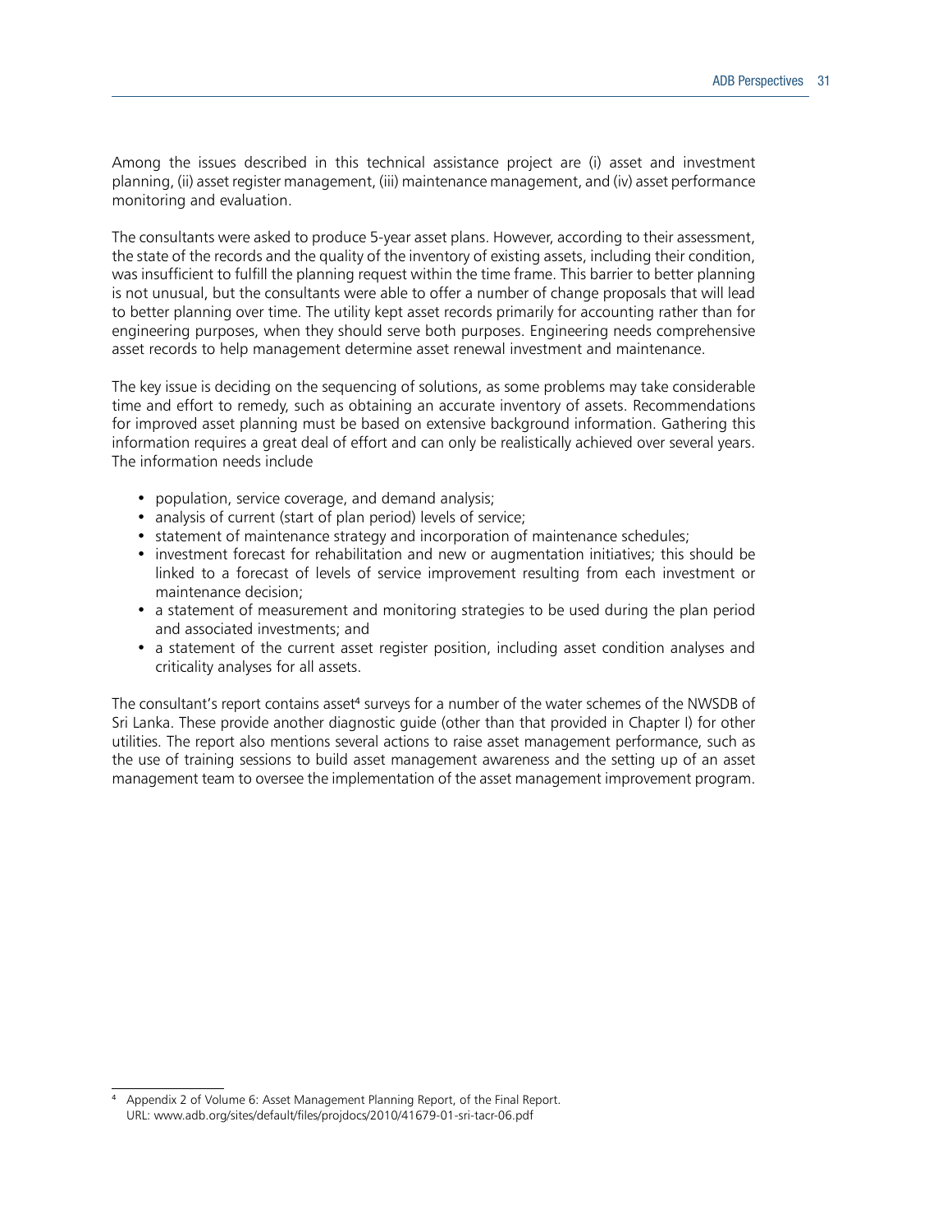Among the issues described in this technical assistance project are (i) asset and investment planning, (ii) asset register management, (iii) maintenance management, and (iv) asset performance monitoring and evaluation.

The consultants were asked to produce 5-year asset plans. However, according to their assessment, the state of the records and the quality of the inventory of existing assets, including their condition, was insufficient to fulfill the planning request within the time frame. This barrier to better planning is not unusual, but the consultants were able to offer a number of change proposals that will lead to better planning over time. The utility kept asset records primarily for accounting rather than for engineering purposes, when they should serve both purposes. Engineering needs comprehensive asset records to help management determine asset renewal investment and maintenance.

The key issue is deciding on the sequencing of solutions, as some problems may take considerable time and effort to remedy, such as obtaining an accurate inventory of assets. Recommendations for improved asset planning must be based on extensive background information. Gathering this information requires a great deal of effort and can only be realistically achieved over several years. The information needs include

- population, service coverage, and demand analysis;
- analysis of current (start of plan period) levels of service;
- statement of maintenance strategy and incorporation of maintenance schedules;
- investment forecast for rehabilitation and new or augmentation initiatives; this should be linked to a forecast of levels of service improvement resulting from each investment or maintenance decision;
- a statement of measurement and monitoring strategies to be used during the plan period and associated investments; and
- a statement of the current asset register position, including asset condition analyses and criticality analyses for all assets.

The consultant's report contains asset[4] surveys for a number of the water schemes of the NWSDB of Sri Lanka. These provide another diagnostic guide (other than that provided in Chapter I) for other utilities. The report also mentions several actions to raise asset management performance, such as the use of training sessions to build asset management awareness and the setting up of an asset management team to oversee the implementation of the asset management improvement program.

[4] Appendix 2 of Volume 6: Asset Management Planning Report, of the Final Report. URL: www.adb.org/sites/default/files/projdocs/2010/41679-01-sri-tacr-06.pdf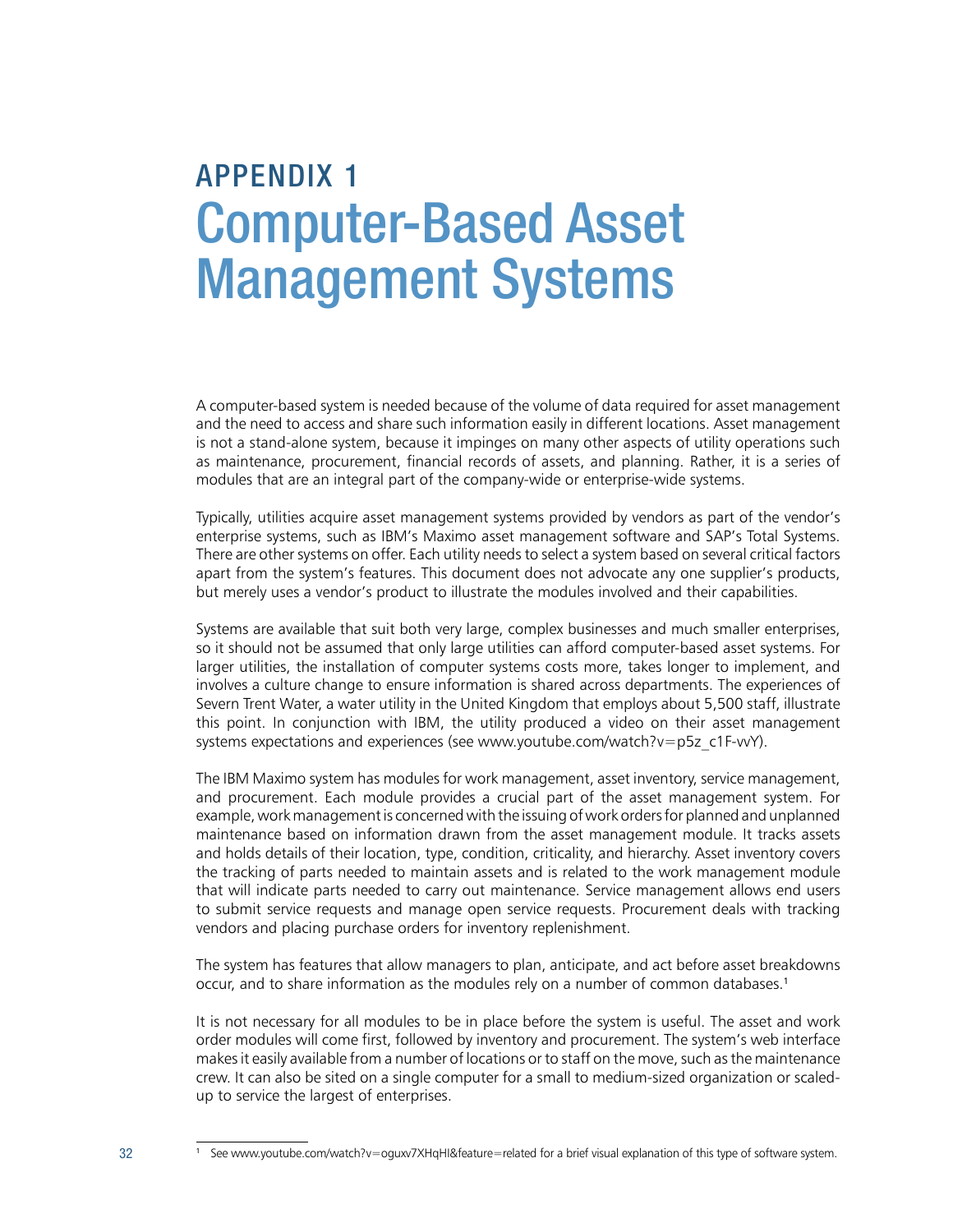# APPENDIX 1 Computer-Based Asset Management Systems

A computer-based system is needed because of the volume of data required for asset management and the need to access and share such information easily in different locations. Asset management is not a stand-alone system, because it impinges on many other aspects of utility operations such as maintenance, procurement, financial records of assets, and planning. Rather, it is a series of modules that are an integral part of the company-wide or enterprise-wide systems.

Typically, utilities acquire asset management systems provided by vendors as part of the vendor's enterprise systems, such as IBM's Maximo asset management software and SAP's Total Systems. There are other systems on offer. Each utility needs to select a system based on several critical factors apart from the system's features. This document does not advocate any one supplier's products, but merely uses a vendor's product to illustrate the modules involved and their capabilities.

Systems are available that suit both very large, complex businesses and much smaller enterprises, so it should not be assumed that only large utilities can afford computer-based asset systems. For larger utilities, the installation of computer systems costs more, takes longer to implement, and involves a culture change to ensure information is shared across departments. The experiences of Severn Trent Water, a water utility in the United Kingdom that employs about 5,500 staff, illustrate this point. In conjunction with IBM, the utility produced a video on their asset management systems expectations and experiences (see www.youtube.com/watch?v=p5z_c1F-vvY).

The IBM Maximo system has modules for work management, asset inventory, service management, and procurement. Each module provides a crucial part of the asset management system. For example, work management is concerned with the issuing of work orders for planned and unplanned maintenance based on information drawn from the asset management module. It tracks assets and holds details of their location, type, condition, criticality, and hierarchy. Asset inventory covers the tracking of parts needed to maintain assets and is related to the work management module that will indicate parts needed to carry out maintenance. Service management allows end users to submit service requests and manage open service requests. Procurement deals with tracking vendors and placing purchase orders for inventory replenishment.

The system has features that allow managers to plan, anticipate, and act before asset breakdowns occur, and to share information as the modules rely on a number of common databases.[1]

It is not necessary for all modules to be in place before the system is useful. The asset and work order modules will come first, followed by inventory and procurement. The system's web interface makes it easily available from a number of locations or to staff on the move, such as the maintenance crew. It can also be sited on a single computer for a small to medium-sized organization or scaled-up to service the largest of enterprises.

---

[1] See www.youtube.com/watch?v=oguxv7XHqHI&feature=related for a brief visual explanation of this type of software system.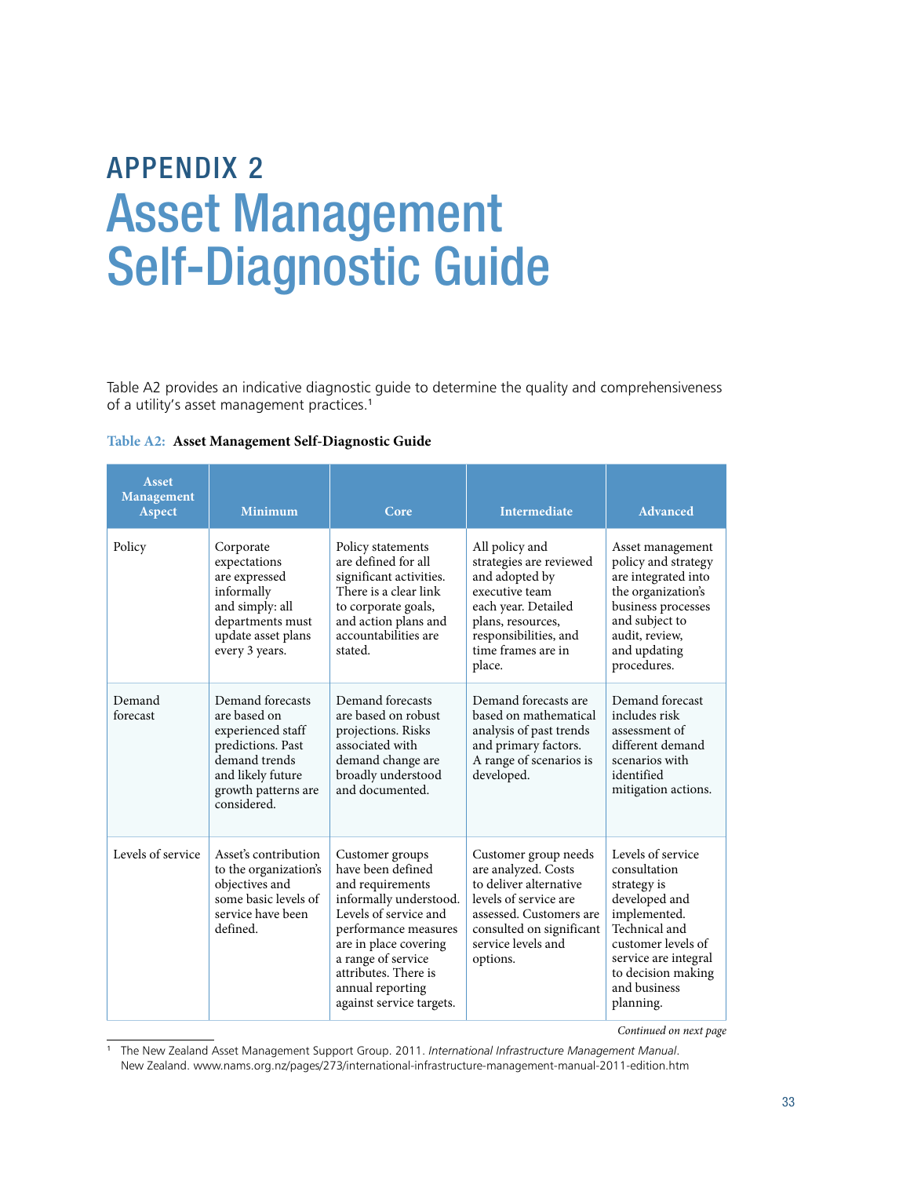# APPENDIX 2
# Asset Management Self-Diagnostic Guide

Table A2 provides an indicative diagnostic guide to determine the quality and comprehensiveness of a utility's asset management practices.[1]

**Table A2: Asset Management Self-Diagnostic Guide**

| Asset Management Aspect | Minimum | Core | Intermediate | Advanced |
|---|---|---|---|---|
| Policy | Corporate expectations are expressed informally and simply: all departments must update asset plans every 3 years. | Policy statements are defined for all significant activities. There is a clear link to corporate goals, and action plans and accountabilities are stated. | All policy and strategies are reviewed and adopted by executive team each year. Detailed plans, resources, responsibilities, and time frames are in place. | Asset management policy and strategy are integrated into the organization's business processes and subject to audit, review, and updating procedures. |
| Demand forecast | Demand forecasts are based on experienced staff predictions. Past demand trends and likely future growth patterns are considered. | Demand forecasts are based on robust projections. Risks associated with demand change are broadly understood and documented. | Demand forecasts are based on mathematical analysis of past trends and primary factors. A range of scenarios is developed. | Demand forecast includes risk assessment of different demand scenarios with identified mitigation actions. |
| Levels of service | Asset's contribution to the organization's objectives and some basic levels of service have been defined. | Customer groups have been defined and requirements informally understood. Levels of service and performance measures are in place covering a range of service attributes. There is annual reporting against service targets. | Customer group needs are analyzed. Costs to deliver alternative levels of service are assessed. Customers are consulted on significant service levels and options. | Levels of service consultation strategy is developed and implemented. Technical and customer levels of service are integral to decision making and business planning. |

*Continued on next page*

[1] The New Zealand Asset Management Support Group. 2011. *International Infrastructure Management Manual*. New Zealand. www.nams.org.nz/pages/273/international-infrastructure-management-manual-2011-edition.htm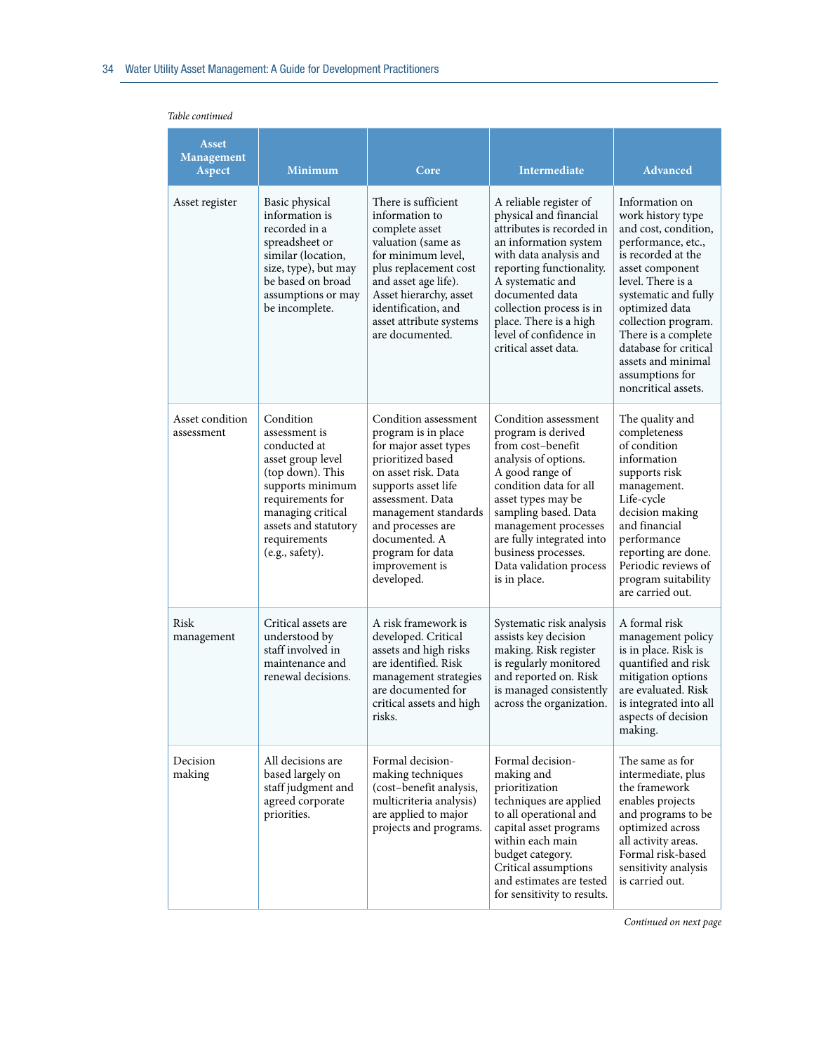*Table continued*

| Asset Management Aspect | Minimum | Core | Intermediate | Advanced |
|---|---|---|---|---|
| Asset register | Basic physical information is recorded in a spreadsheet or similar (location, size, type), but may be based on broad assumptions or may be incomplete. | There is sufficient information to complete asset valuation (same as for minimum level, plus replacement cost and asset age life). Asset hierarchy, asset identification, and asset attribute systems are documented. | A reliable register of physical and financial attributes is recorded in an information system with data analysis and reporting functionality. A systematic and documented data collection process is in place. There is a high level of confidence in critical asset data. | Information on work history type and cost, condition, performance, etc., is recorded at the asset component level. There is a systematic and fully optimized data collection program. There is a complete database for critical assets and minimal assumptions for noncritical assets. |
| Asset condition assessment | Condition assessment is conducted at asset group level (top down). This supports minimum requirements for managing critical assets and statutory requirements (e.g., safety). | Condition assessment program is in place for major asset types prioritized based on asset risk. Data supports asset life assessment. Data management standards and processes are documented. A program for data improvement is developed. | Condition assessment program is derived from cost–benefit analysis of options. A good range of condition data for all asset types may be sampling based. Data management processes are fully integrated into business processes. Data validation process is in place. | The quality and completeness of condition information supports risk management. Life-cycle decision making and financial performance reporting are done. Periodic reviews of program suitability are carried out. |
| Risk management | Critical assets are understood by staff involved in maintenance and renewal decisions. | A risk framework is developed. Critical assets and high risks are identified. Risk management strategies are documented for critical assets and high risks. | Systematic risk analysis assists key decision making. Risk register is regularly monitored and reported on. Risk is managed consistently across the organization. | A formal risk management policy is in place. Risk is quantified and risk mitigation options are evaluated. Risk is integrated into all aspects of decision making. |
| Decision making | All decisions are based largely on staff judgment and agreed corporate priorities. | Formal decision-making techniques (cost–benefit analysis, multicriteria analysis) are applied to major projects and programs. | Formal decision-making and prioritization techniques are applied to all operational and capital asset programs within each main budget category. Critical assumptions and estimates are tested for sensitivity to results. | The same as for intermediate, plus the framework enables projects and programs to be optimized across all activity areas. Formal risk-based sensitivity analysis is carried out. |

*Continued on next page*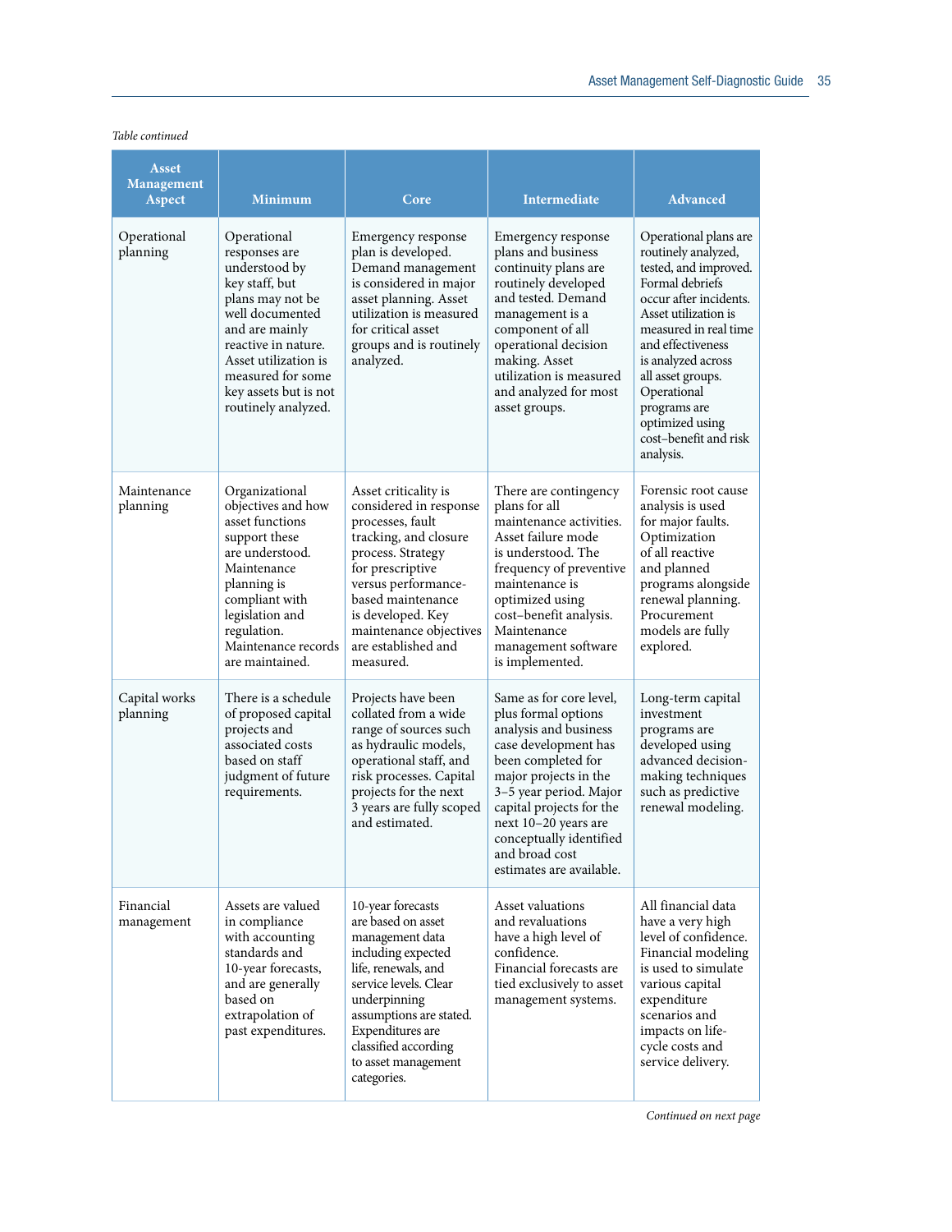*Table continued*

| Asset Management Aspect | Minimum | Core | Intermediate | Advanced |
|---|---|---|---|---|
| Operational planning | Operational responses are understood by key staff, but plans may not be well documented and are mainly reactive in nature. Asset utilization is measured for some key assets but is not routinely analyzed. | Emergency response plan is developed. Demand management is considered in major asset planning. Asset utilization is measured for critical asset groups and is routinely analyzed. | Emergency response plans and business continuity plans are routinely developed and tested. Demand management is a component of all operational decision making. Asset utilization is measured and analyzed for most asset groups. | Operational plans are routinely analyzed, tested, and improved. Formal debriefs occur after incidents. Asset utilization is measured in real time and effectiveness is analyzed across all asset groups. Operational programs are optimized using cost–benefit and risk analysis. |
| Maintenance planning | Organizational objectives and how asset functions support these are understood. Maintenance planning is compliant with legislation and regulation. Maintenance records are maintained. | Asset criticality is considered in response processes, fault tracking, and closure process. Strategy for prescriptive versus performance-based maintenance is developed. Key maintenance objectives are established and measured. | There are contingency plans for all maintenance activities. Asset failure mode is understood. The frequency of preventive maintenance is optimized using cost–benefit analysis. Maintenance management software is implemented. | Forensic root cause analysis is used for major faults. Optimization of all reactive and planned programs alongside renewal planning. Procurement models are fully explored. |
| Capital works planning | There is a schedule of proposed capital projects and associated costs based on staff judgment of future requirements. | Projects have been collated from a wide range of sources such as hydraulic models, operational staff, and risk processes. Capital projects for the next 3 years are fully scoped and estimated. | Same as for core level, plus formal options analysis and business case development has been completed for major projects in the 3–5 year period. Major capital projects for the next 10–20 years are conceptually identified and broad cost estimates are available. | Long-term capital investment programs are developed using advanced decision-making techniques such as predictive renewal modeling. |
| Financial management | Assets are valued in compliance with accounting standards and 10-year forecasts, and are generally based on extrapolation of past expenditures. | 10-year forecasts are based on asset management data including expected life, renewals, and service levels. Clear underpinning assumptions are stated. Expenditures are classified according to asset management categories. | Asset valuations and revaluations have a high level of confidence. Financial forecasts are tied exclusively to asset management systems. | All financial data have a very high level of confidence. Financial modeling is used to simulate various capital expenditure scenarios and impacts on life-cycle costs and service delivery. |

*Continued on next page*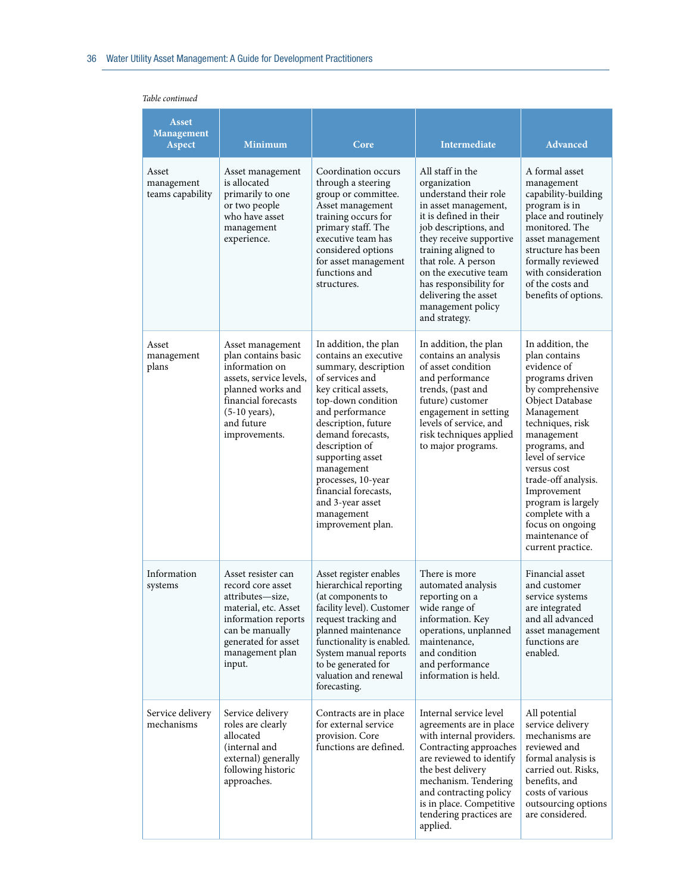*Table continued*

| Asset Management Aspect | Minimum | Core | Intermediate | Advanced |
|---|---|---|---|---|
| Asset management teams capability | Asset management is allocated primarily to one or two people who have asset management experience. | Coordination occurs through a steering group or committee. Asset management training occurs for primary staff. The executive team has considered options for asset management functions and structures. | All staff in the organization understand their role in asset management, it is defined in their job descriptions, and they receive supportive training aligned to that role. A person on the executive team has responsibility for delivering the asset management policy and strategy. | A formal asset management capability-building program is in place and routinely monitored. The asset management structure has been formally reviewed with consideration of the costs and benefits of options. |
| Asset management plans | Asset management plan contains basic information on assets, service levels, planned works and financial forecasts (5-10 years), and future improvements. | In addition, the plan contains an executive summary, description of services and key critical assets, top-down condition and performance description, future demand forecasts, description of supporting asset management processes, 10-year financial forecasts, and 3-year asset management improvement plan. | In addition, the plan contains an analysis of asset condition and performance trends, (past and future) customer engagement in setting levels of service, and risk techniques applied to major programs. | In addition, the plan contains evidence of programs driven by comprehensive Object Database Management techniques, risk management programs, and level of service versus cost trade-off analysis. Improvement program is largely complete with a focus on ongoing maintenance of current practice. |
| Information systems | Asset resister can record core asset attributes—size, material, etc. Asset information reports can be manually generated for asset management plan input. | Asset register enables hierarchical reporting (at components to facility level). Customer request tracking and planned maintenance functionality is enabled. System manual reports to be generated for valuation and renewal forecasting. | There is more automated analysis reporting on a wide range of information. Key operations, unplanned maintenance, and condition and performance information is held. | Financial asset and customer service systems are integrated and all advanced asset management functions are enabled. |
| Service delivery mechanisms | Service delivery roles are clearly allocated (internal and external) generally following historic approaches. | Contracts are in place for external service provision. Core functions are defined. | Internal service level agreements are in place with internal providers. Contracting approaches are reviewed to identify the best delivery mechanism. Tendering and contracting policy is in place. Competitive tendering practices are applied. | All potential service delivery mechanisms are reviewed and formal analysis is carried out. Risks, benefits, and costs of various outsourcing options are considered. |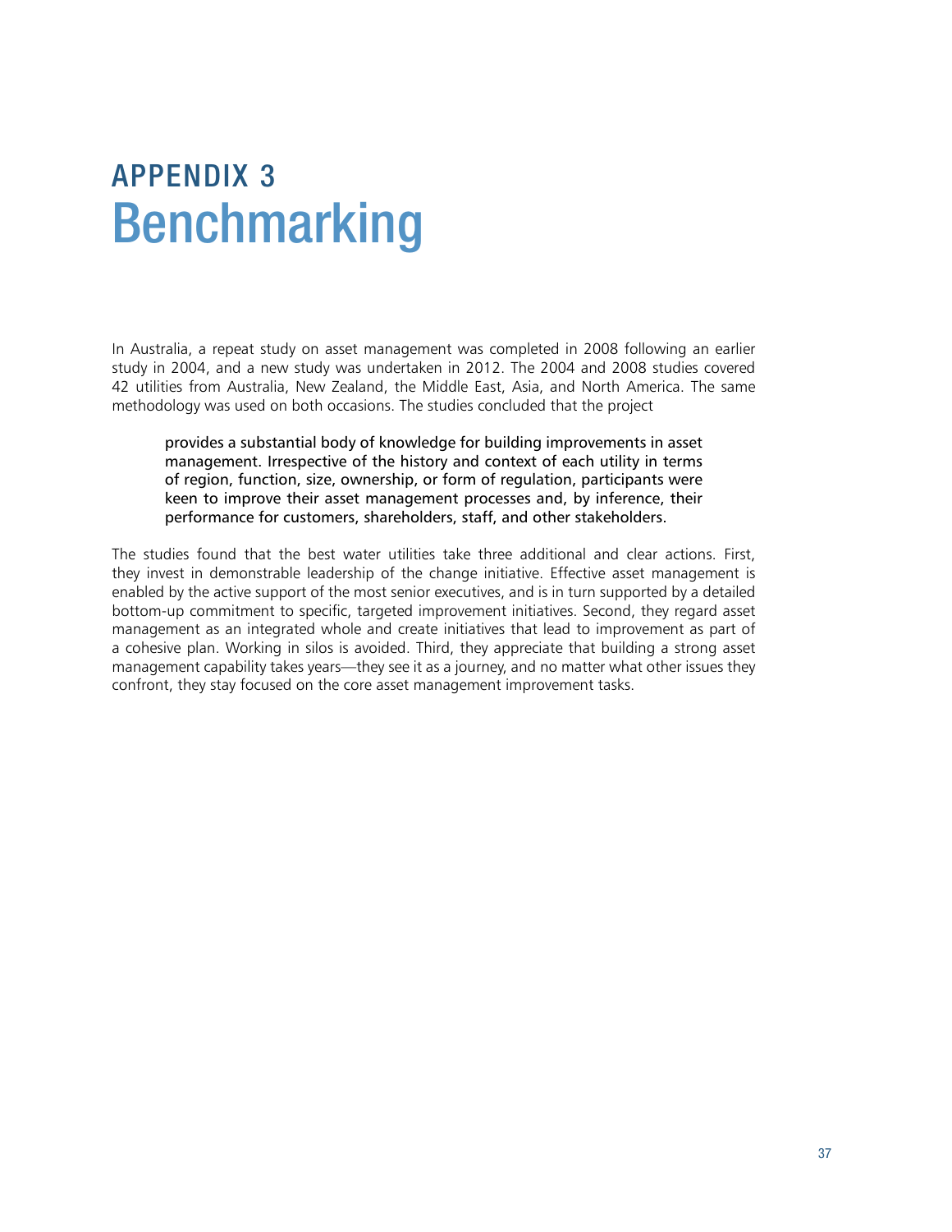# APPENDIX 3
# Benchmarking

In Australia, a repeat study on asset management was completed in 2008 following an earlier study in 2004, and a new study was undertaken in 2012. The 2004 and 2008 studies covered 42 utilities from Australia, New Zealand, the Middle East, Asia, and North America. The same methodology was used on both occasions. The studies concluded that the project

> provides a substantial body of knowledge for building improvements in asset management. Irrespective of the history and context of each utility in terms of region, function, size, ownership, or form of regulation, participants were keen to improve their asset management processes and, by inference, their performance for customers, shareholders, staff, and other stakeholders.

The studies found that the best water utilities take three additional and clear actions. First, they invest in demonstrable leadership of the change initiative. Effective asset management is enabled by the active support of the most senior executives, and is in turn supported by a detailed bottom-up commitment to specific, targeted improvement initiatives. Second, they regard asset management as an integrated whole and create initiatives that lead to improvement as part of a cohesive plan. Working in silos is avoided. Third, they appreciate that building a strong asset management capability takes years—they see it as a journey, and no matter what other issues they confront, they stay focused on the core asset management improvement tasks.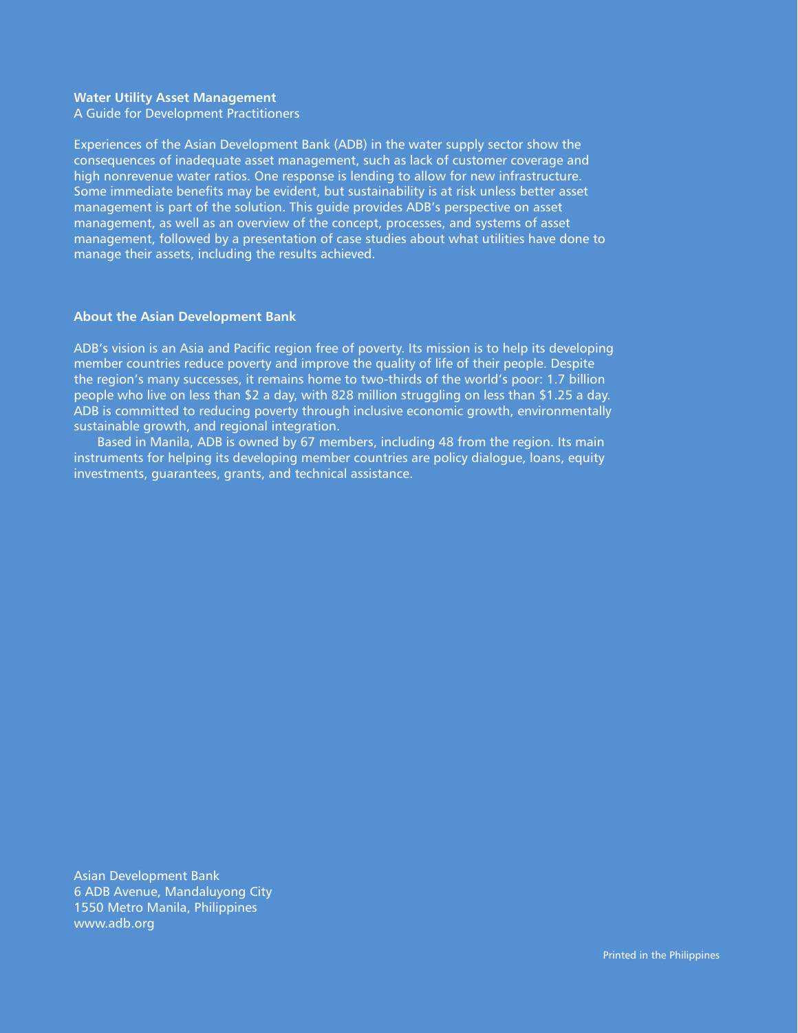**Water Utility Asset Management**
A Guide for Development Practitioners

Experiences of the Asian Development Bank (ADB) in the water supply sector show the consequences of inadequate asset management, such as lack of customer coverage and high nonrevenue water ratios. One response is lending to allow for new infrastructure. Some immediate benefits may be evident, but sustainability is at risk unless better asset management is part of the solution. This guide provides ADB's perspective on asset management, as well as an overview of the concept, processes, and systems of asset management, followed by a presentation of case studies about what utilities have done to manage their assets, including the results achieved.

**About the Asian Development Bank**

ADB's vision is an Asia and Pacific region free of poverty. Its mission is to help its developing member countries reduce poverty and improve the quality of life of their people. Despite the region's many successes, it remains home to two-thirds of the world's poor: 1.7 billion people who live on less than $2 a day, with 828 million struggling on less than $1.25 a day. ADB is committed to reducing poverty through inclusive economic growth, environmentally sustainable growth, and regional integration.

Based in Manila, ADB is owned by 67 members, including 48 from the region. Its main instruments for helping its developing member countries are policy dialogue, loans, equity investments, guarantees, grants, and technical assistance.

Asian Development Bank
6 ADB Avenue, Mandaluyong City
1550 Metro Manila, Philippines
www.adb.org

Printed in the Philippines